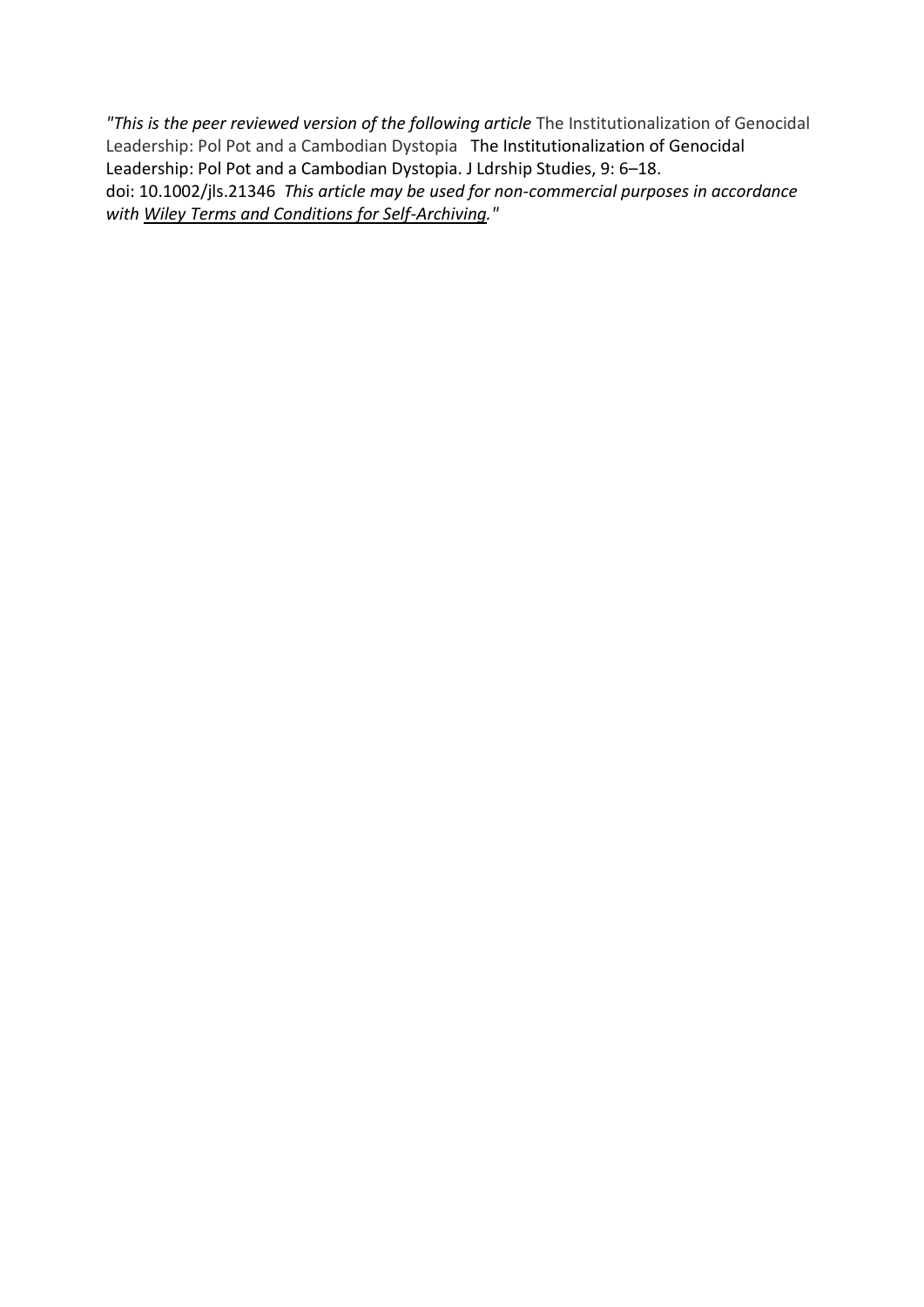*"This is the peer reviewed version of the following article* The Institutionalization of Genocidal Leadership: Pol Pot and a Cambodian Dystopia The Institutionalization of Genocidal Leadership: Pol Pot and a Cambodian Dystopia. J Ldrship Studies, 9: 6–18. doi: 10.1002/jls.21346 *This article may be used for non-commercial purposes in accordance with Wiley Terms and Conditions for Self-Archiving."*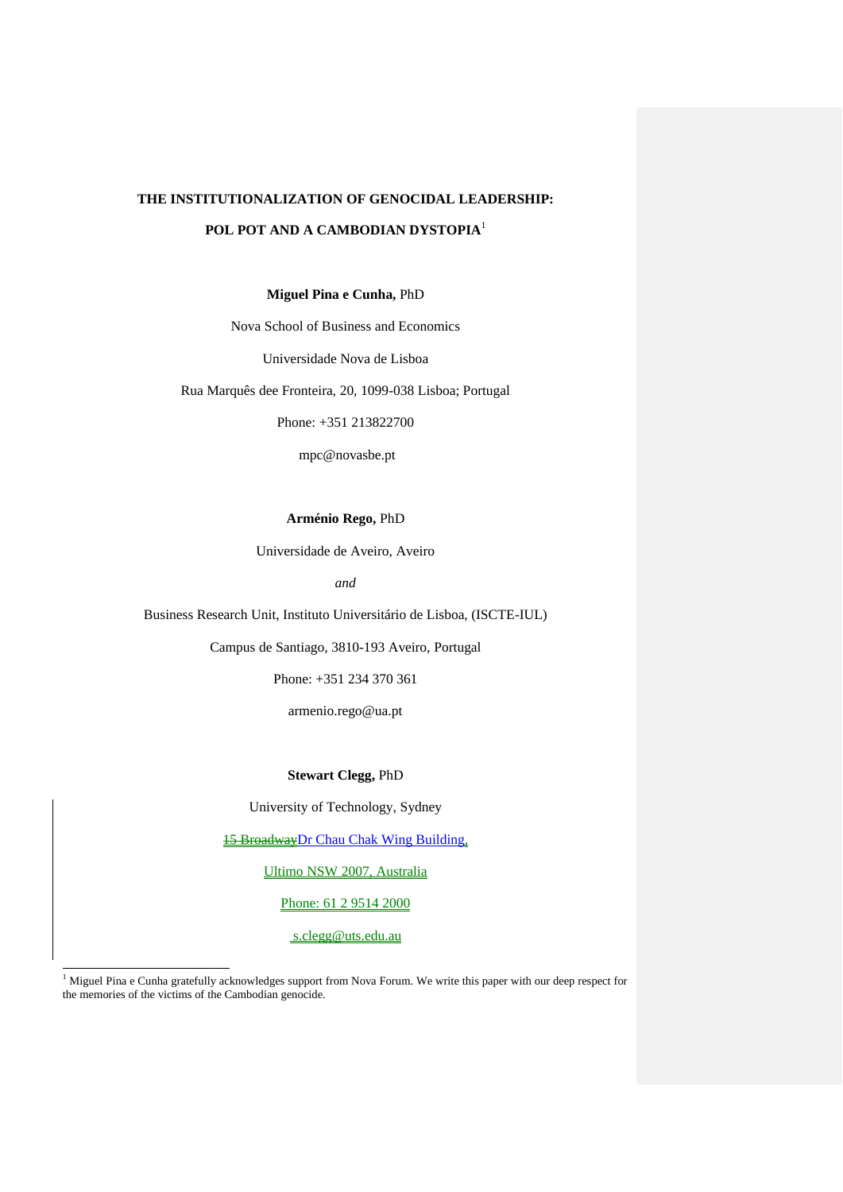**THE INSTITUTIONALIZATION OF GENOCIDAL LEADERSHIP:**

**POL POT AND A CAMBODIAN DYSTOPIA**[1]

**Miguel Pina e Cunha,** PhD

Nova School of Business and Economics

Universidade Nova de Lisboa

Rua Marquês dee Fronteira, 20, 1099-038 Lisboa; Portugal

Phone: +351 213822700

mpc@novasbe.pt

**Arménio Rego,** PhD

Universidade de Aveiro, Aveiro

*and*

Business Research Unit, Instituto Universitário de Lisboa, (ISCTE-IUL)

Campus de Santiago, 3810-193 Aveiro, Portugal

Phone: +351 234 370 361

armenio.rego@ua.pt

**Stewart Clegg,** PhD

University of Technology, Sydney

~~15 Broadway~~Dr Chau Chak Wing Building,

Ultimo NSW 2007, Australia

Phone: 61 2 9514 2000

s.clegg@uts.edu.au

[1] Miguel Pina e Cunha gratefully acknowledges support from Nova Forum. We write this paper with our deep respect for the memories of the victims of the Cambodian genocide.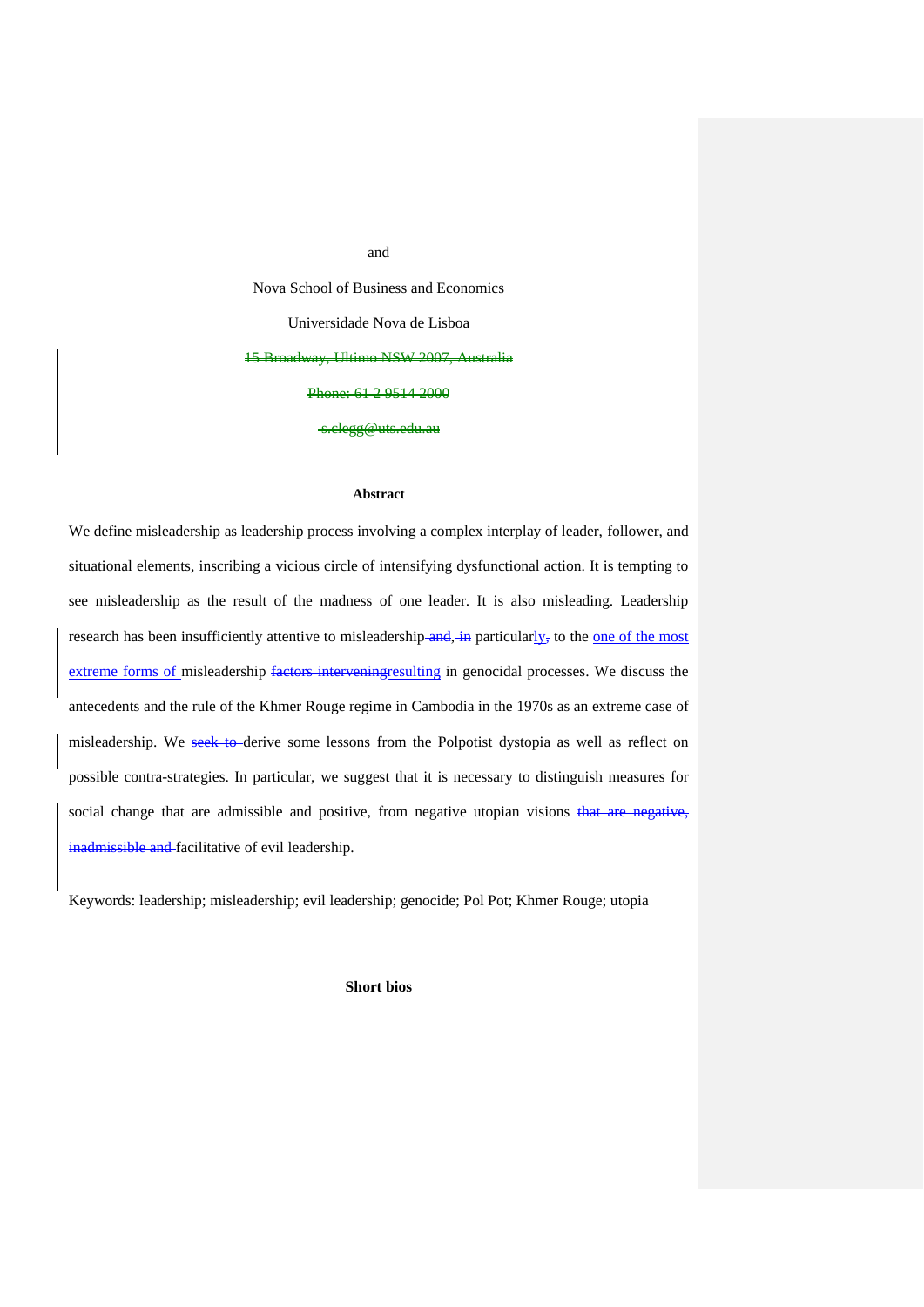and

Nova School of Business and Economics

Universidade Nova de Lisboa

~~15 Broadway, Ultimo NSW 2007, Australia~~

~~Phone: 61 2 9514 2000~~

~~s.clegg@uts.edu.au~~

**Abstract**

We define misleadership as leadership process involving a complex interplay of leader, follower, and situational elements, inscribing a vicious circle of intensifying dysfunctional action. It is tempting to see misleadership as the result of the madness of one leader. It is also misleading. Leadership research has been insufficiently attentive to misleadership~~ and~~, ~~in~~ particularly~~,~~ to the one of the most extreme forms of misleadership ~~factors intervening~~resulting in genocidal processes. We discuss the antecedents and the rule of the Khmer Rouge regime in Cambodia in the 1970s as an extreme case of misleadership. We ~~seek to~~ derive some lessons from the Polpotist dystopia as well as reflect on possible contra-strategies. In particular, we suggest that it is necessary to distinguish measures for social change that are admissible and positive, from negative utopian visions ~~that are negative, inadmissible and~~ facilitative of evil leadership.

Keywords: leadership; misleadership; evil leadership; genocide; Pol Pot; Khmer Rouge; utopia

**Short bios**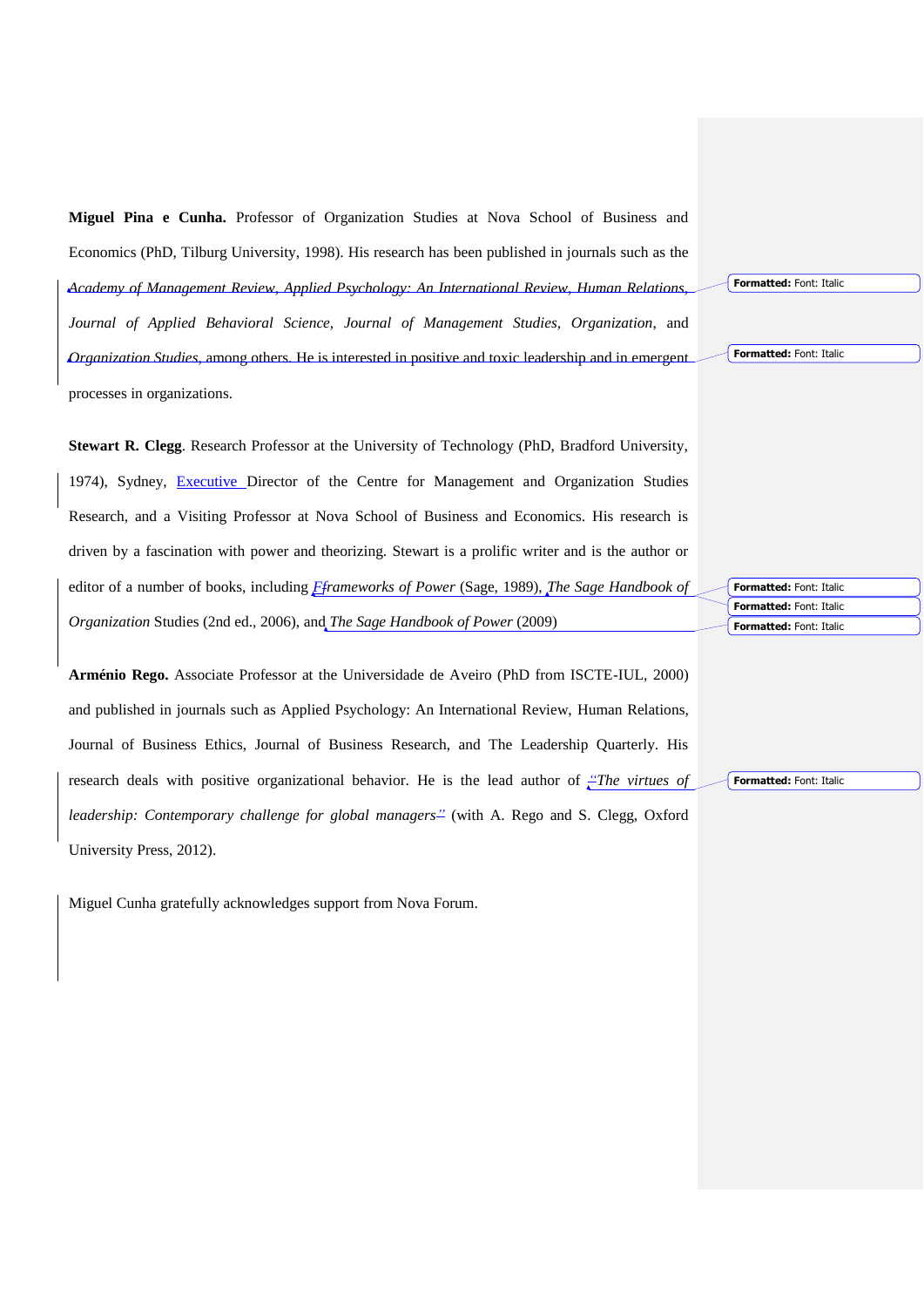**Miguel Pina e Cunha.** Professor of Organization Studies at Nova School of Business and Economics (PhD, Tilburg University, 1998). His research has been published in journals such as the *Academy of Management Review, Applied Psychology: An International Review, Human Relations, Journal of Applied Behavioral Science, Journal of Management Studies, Organization*, and *Organization Studies*, among others. He is interested in positive and toxic leadership and in emergent processes in organizations.

**Stewart R. Clegg**. Research Professor at the University of Technology (PhD, Bradford University, 1974), Sydney, Executive Director of the Centre for Management and Organization Studies Research, and a Visiting Professor at Nova School of Business and Economics. His research is driven by a fascination with power and theorizing. Stewart is a prolific writer and is the author or editor of a number of books, including *Frameworks of Power* (Sage, 1989), *The Sage Handbook of Organization* Studies (2nd ed., 2006), and *The Sage Handbook of Power* (2009)

**Arménio Rego.** Associate Professor at the Universidade de Aveiro (PhD from ISCTE-IUL, 2000) and published in journals such as Applied Psychology: An International Review, Human Relations, Journal of Business Ethics, Journal of Business Research, and The Leadership Quarterly. His research deals with positive organizational behavior. He is the lead author of *"The virtues of leadership: Contemporary challenge for global managers"* (with A. Rego and S. Clegg, Oxford University Press, 2012).

Miguel Cunha gratefully acknowledges support from Nova Forum.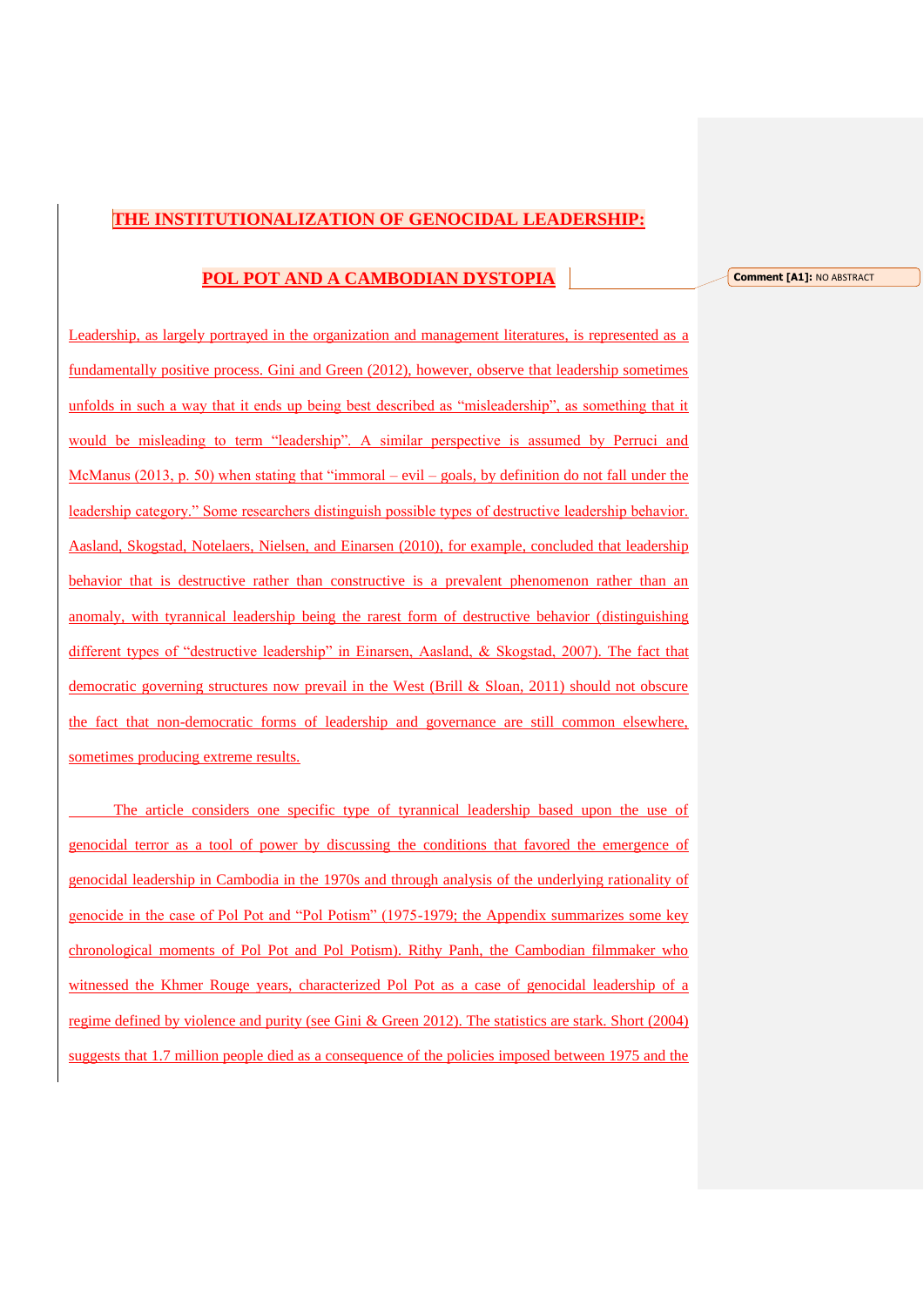# THE INSTITUTIONALIZATION OF GENOCIDAL LEADERSHIP:

# POL POT AND A CAMBODIAN DYSTOPIA

Comment [A1]: NO ABSTRACT

Leadership, as largely portrayed in the organization and management literatures, is represented as a fundamentally positive process. Gini and Green (2012), however, observe that leadership sometimes unfolds in such a way that it ends up being best described as "misleadership", as something that it would be misleading to term "leadership". A similar perspective is assumed by Perruci and McManus (2013, p. 50) when stating that "immoral – evil – goals, by definition do not fall under the leadership category." Some researchers distinguish possible types of destructive leadership behavior. Aasland, Skogstad, Notelaers, Nielsen, and Einarsen (2010), for example, concluded that leadership behavior that is destructive rather than constructive is a prevalent phenomenon rather than an anomaly, with tyrannical leadership being the rarest form of destructive behavior (distinguishing different types of "destructive leadership" in Einarsen, Aasland, & Skogstad, 2007). The fact that democratic governing structures now prevail in the West (Brill & Sloan, 2011) should not obscure the fact that non-democratic forms of leadership and governance are still common elsewhere, sometimes producing extreme results.

The article considers one specific type of tyrannical leadership based upon the use of genocidal terror as a tool of power by discussing the conditions that favored the emergence of genocidal leadership in Cambodia in the 1970s and through analysis of the underlying rationality of genocide in the case of Pol Pot and "Pol Potism" (1975-1979; the Appendix summarizes some key chronological moments of Pol Pot and Pol Potism). Rithy Panh, the Cambodian filmmaker who witnessed the Khmer Rouge years, characterized Pol Pot as a case of genocidal leadership of a regime defined by violence and purity (see Gini & Green 2012). The statistics are stark. Short (2004) suggests that 1.7 million people died as a consequence of the policies imposed between 1975 and the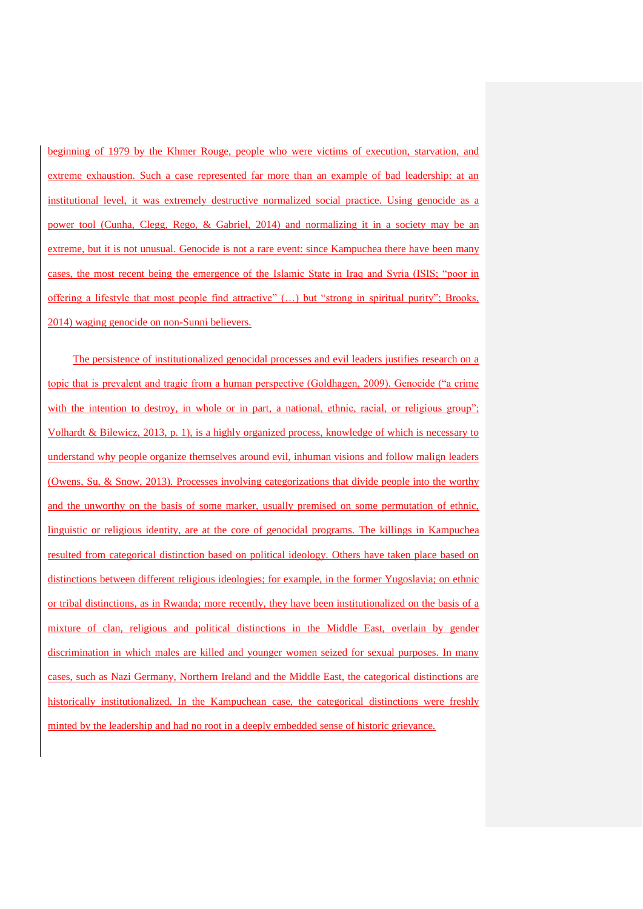beginning of 1979 by the Khmer Rouge, people who were victims of execution, starvation, and extreme exhaustion. Such a case represented far more than an example of bad leadership: at an institutional level, it was extremely destructive normalized social practice. Using genocide as a power tool (Cunha, Clegg, Rego, & Gabriel, 2014) and normalizing it in a society may be an extreme, but it is not unusual. Genocide is not a rare event: since Kampuchea there have been many cases, the most recent being the emergence of the Islamic State in Iraq and Syria (ISIS; "poor in offering a lifestyle that most people find attractive" (…) but "strong in spiritual purity"; Brooks, 2014) waging genocide on non-Sunni believers.

The persistence of institutionalized genocidal processes and evil leaders justifies research on a topic that is prevalent and tragic from a human perspective (Goldhagen, 2009). Genocide ("a crime with the intention to destroy, in whole or in part, a national, ethnic, racial, or religious group"; Volhardt & Bilewicz, 2013, p. 1), is a highly organized process, knowledge of which is necessary to understand why people organize themselves around evil, inhuman visions and follow malign leaders (Owens, Su, & Snow, 2013). Processes involving categorizations that divide people into the worthy and the unworthy on the basis of some marker, usually premised on some permutation of ethnic, linguistic or religious identity, are at the core of genocidal programs. The killings in Kampuchea resulted from categorical distinction based on political ideology. Others have taken place based on distinctions between different religious ideologies; for example, in the former Yugoslavia; on ethnic or tribal distinctions, as in Rwanda; more recently, they have been institutionalized on the basis of a mixture of clan, religious and political distinctions in the Middle East, overlain by gender discrimination in which males are killed and younger women seized for sexual purposes. In many cases, such as Nazi Germany, Northern Ireland and the Middle East, the categorical distinctions are historically institutionalized. In the Kampuchean case, the categorical distinctions were freshly minted by the leadership and had no root in a deeply embedded sense of historic grievance.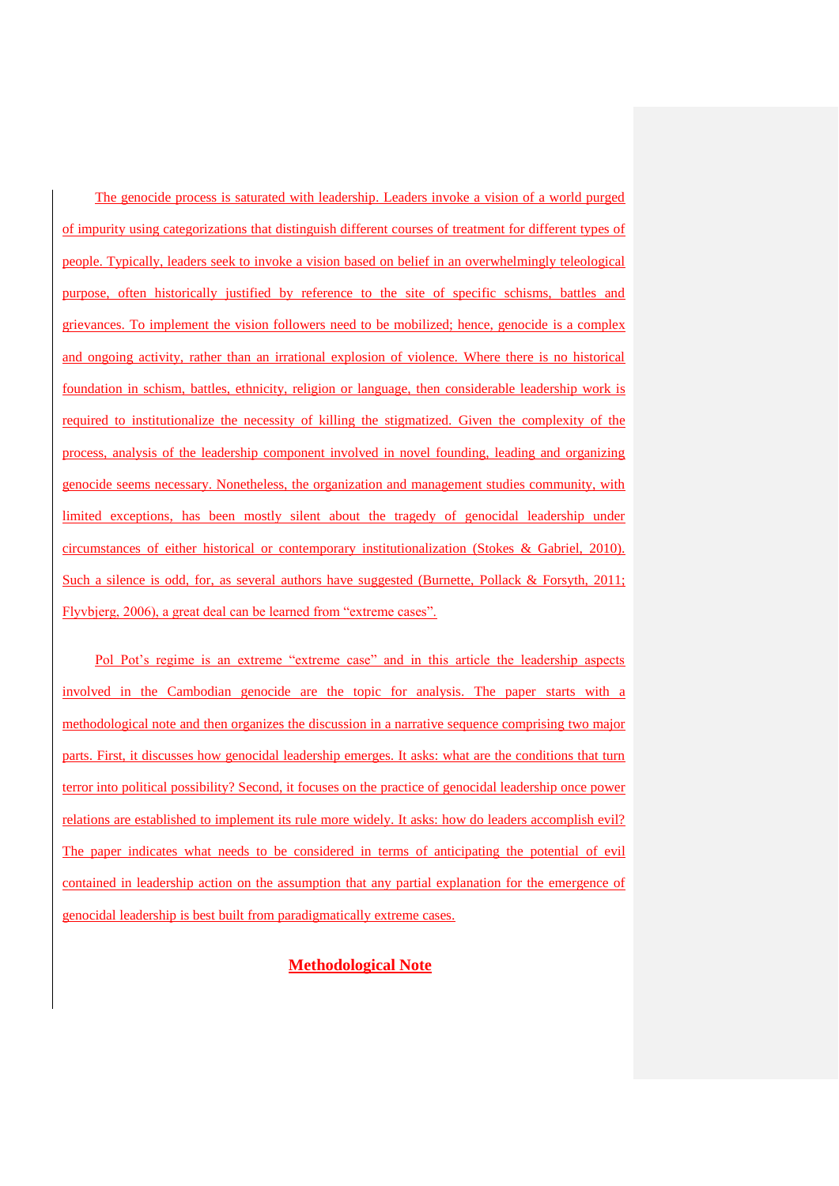The genocide process is saturated with leadership. Leaders invoke a vision of a world purged of impurity using categorizations that distinguish different courses of treatment for different types of people. Typically, leaders seek to invoke a vision based on belief in an overwhelmingly teleological purpose, often historically justified by reference to the site of specific schisms, battles and grievances. To implement the vision followers need to be mobilized; hence, genocide is a complex and ongoing activity, rather than an irrational explosion of violence. Where there is no historical foundation in schism, battles, ethnicity, religion or language, then considerable leadership work is required to institutionalize the necessity of killing the stigmatized. Given the complexity of the process, analysis of the leadership component involved in novel founding, leading and organizing genocide seems necessary. Nonetheless, the organization and management studies community, with limited exceptions, has been mostly silent about the tragedy of genocidal leadership under circumstances of either historical or contemporary institutionalization (Stokes & Gabriel, 2010). Such a silence is odd, for, as several authors have suggested (Burnette, Pollack & Forsyth, 2011; Flyvbjerg, 2006), a great deal can be learned from "extreme cases".

Pol Pot's regime is an extreme "extreme case" and in this article the leadership aspects involved in the Cambodian genocide are the topic for analysis. The paper starts with a methodological note and then organizes the discussion in a narrative sequence comprising two major parts. First, it discusses how genocidal leadership emerges. It asks: what are the conditions that turn terror into political possibility? Second, it focuses on the practice of genocidal leadership once power relations are established to implement its rule more widely. It asks: how do leaders accomplish evil? The paper indicates what needs to be considered in terms of anticipating the potential of evil contained in leadership action on the assumption that any partial explanation for the emergence of genocidal leadership is best built from paradigmatically extreme cases.

## Methodological Note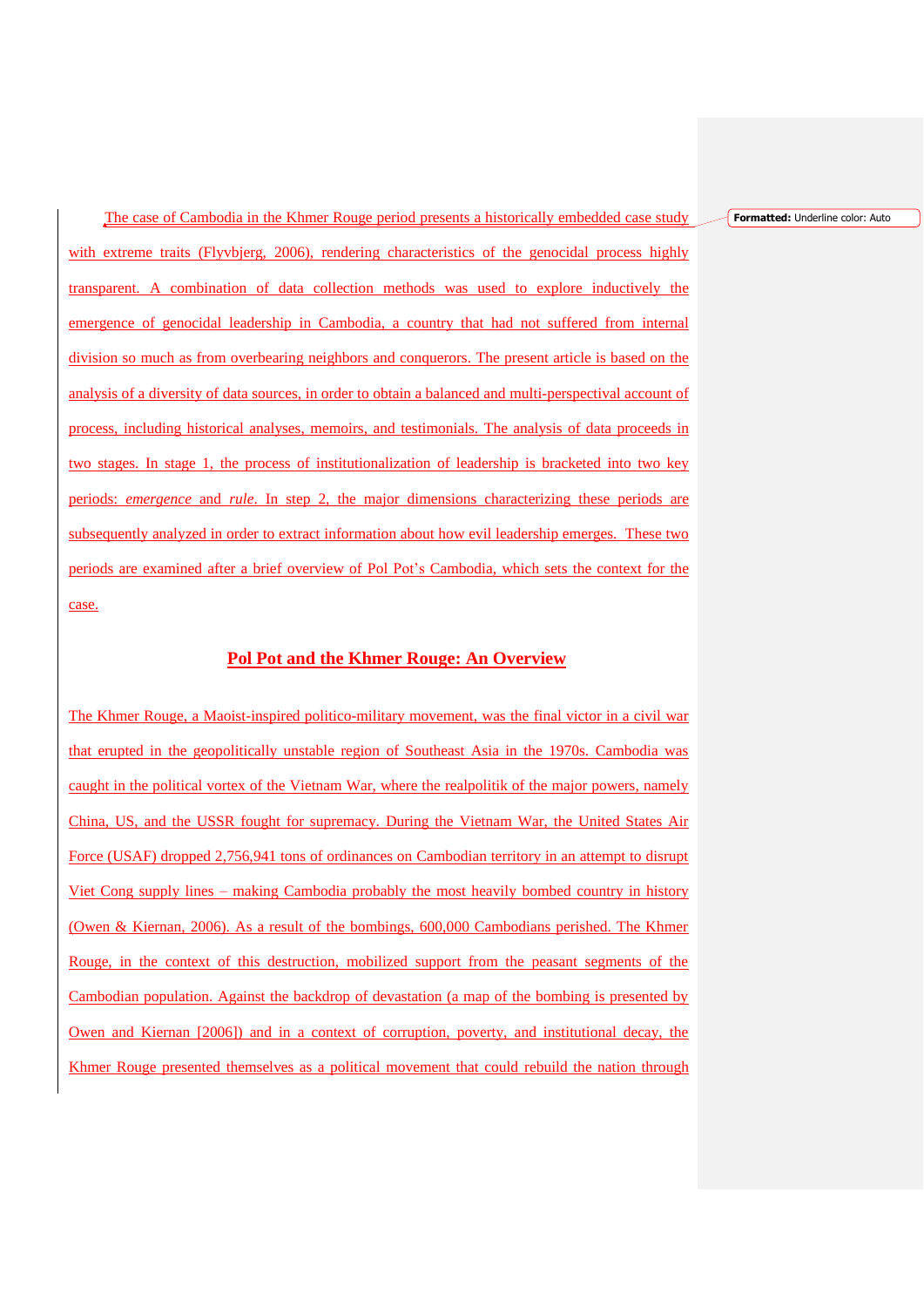The case of Cambodia in the Khmer Rouge period presents a historically embedded case study with extreme traits (Flyvbjerg, 2006), rendering characteristics of the genocidal process highly transparent. A combination of data collection methods was used to explore inductively the emergence of genocidal leadership in Cambodia, a country that had not suffered from internal division so much as from overbearing neighbors and conquerors. The present article is based on the analysis of a diversity of data sources, in order to obtain a balanced and multi-perspectival account of process, including historical analyses, memoirs, and testimonials. The analysis of data proceeds in two stages. In stage 1, the process of institutionalization of leadership is bracketed into two key periods: *emergence* and *rule*. In step 2, the major dimensions characterizing these periods are subsequently analyzed in order to extract information about how evil leadership emerges. These two periods are examined after a brief overview of Pol Pot's Cambodia, which sets the context for the case.

## Pol Pot and the Khmer Rouge: An Overview

The Khmer Rouge, a Maoist-inspired politico-military movement, was the final victor in a civil war that erupted in the geopolitically unstable region of Southeast Asia in the 1970s. Cambodia was caught in the political vortex of the Vietnam War, where the realpolitik of the major powers, namely China, US, and the USSR fought for supremacy. During the Vietnam War, the United States Air Force (USAF) dropped 2,756,941 tons of ordinances on Cambodian territory in an attempt to disrupt Viet Cong supply lines – making Cambodia probably the most heavily bombed country in history (Owen & Kiernan, 2006). As a result of the bombings, 600,000 Cambodians perished. The Khmer Rouge, in the context of this destruction, mobilized support from the peasant segments of the Cambodian population. Against the backdrop of devastation (a map of the bombing is presented by Owen and Kiernan [2006]) and in a context of corruption, poverty, and institutional decay, the Khmer Rouge presented themselves as a political movement that could rebuild the nation through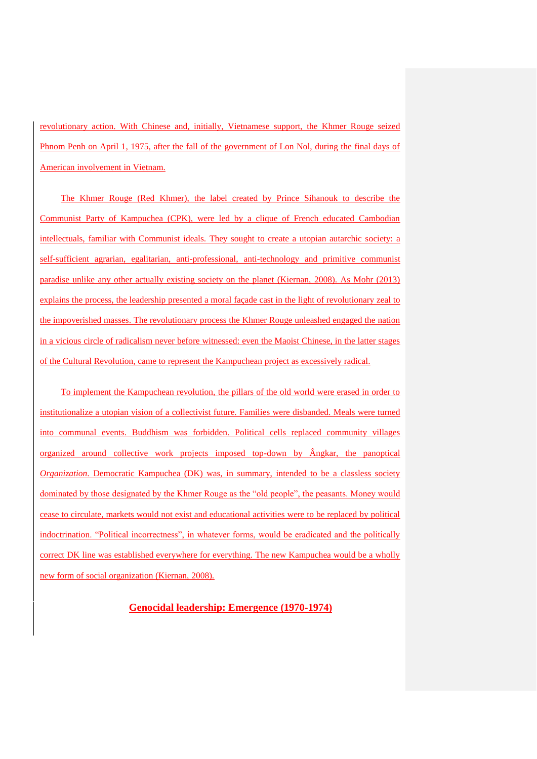revolutionary action. With Chinese and, initially, Vietnamese support, the Khmer Rouge seized Phnom Penh on April 1, 1975, after the fall of the government of Lon Nol, during the final days of American involvement in Vietnam.

The Khmer Rouge (Red Khmer), the label created by Prince Sihanouk to describe the Communist Party of Kampuchea (CPK), were led by a clique of French educated Cambodian intellectuals, familiar with Communist ideals. They sought to create a utopian autarchic society: a self-sufficient agrarian, egalitarian, anti-professional, anti-technology and primitive communist paradise unlike any other actually existing society on the planet (Kiernan, 2008). As Mohr (2013) explains the process, the leadership presented a moral façade cast in the light of revolutionary zeal to the impoverished masses. The revolutionary process the Khmer Rouge unleashed engaged the nation in a vicious circle of radicalism never before witnessed: even the Maoist Chinese, in the latter stages of the Cultural Revolution, came to represent the Kampuchean project as excessively radical.

To implement the Kampuchean revolution, the pillars of the old world were erased in order to institutionalize a utopian vision of a collectivist future. Families were disbanded. Meals were turned into communal events. Buddhism was forbidden. Political cells replaced community villages organized around collective work projects imposed top-down by Ângkar, the panoptical *Organization*. Democratic Kampuchea (DK) was, in summary, intended to be a classless society dominated by those designated by the Khmer Rouge as the "old people", the peasants. Money would cease to circulate, markets would not exist and educational activities were to be replaced by political indoctrination. "Political incorrectness", in whatever forms, would be eradicated and the politically correct DK line was established everywhere for everything. The new Kampuchea would be a wholly new form of social organization (Kiernan, 2008).

## Genocidal leadership: Emergence (1970-1974)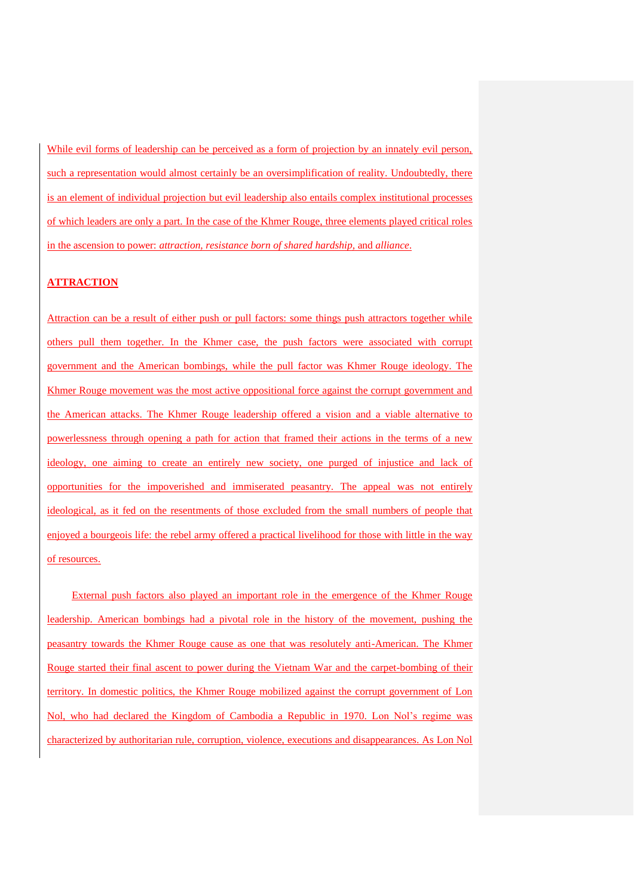While evil forms of leadership can be perceived as a form of projection by an innately evil person, such a representation would almost certainly be an oversimplification of reality. Undoubtedly, there is an element of individual projection but evil leadership also entails complex institutional processes of which leaders are only a part. In the case of the Khmer Rouge, three elements played critical roles in the ascension to power: *attraction, resistance born of shared hardship*, and *alliance*.

## ATTRACTION

Attraction can be a result of either push or pull factors: some things push attractors together while others pull them together. In the Khmer case, the push factors were associated with corrupt government and the American bombings, while the pull factor was Khmer Rouge ideology. The Khmer Rouge movement was the most active oppositional force against the corrupt government and the American attacks. The Khmer Rouge leadership offered a vision and a viable alternative to powerlessness through opening a path for action that framed their actions in the terms of a new ideology, one aiming to create an entirely new society, one purged of injustice and lack of opportunities for the impoverished and immiserated peasantry. The appeal was not entirely ideological, as it fed on the resentments of those excluded from the small numbers of people that enjoyed a bourgeois life: the rebel army offered a practical livelihood for those with little in the way of resources.

External push factors also played an important role in the emergence of the Khmer Rouge leadership. American bombings had a pivotal role in the history of the movement, pushing the peasantry towards the Khmer Rouge cause as one that was resolutely anti-American. The Khmer Rouge started their final ascent to power during the Vietnam War and the carpet-bombing of their territory. In domestic politics, the Khmer Rouge mobilized against the corrupt government of Lon Nol, who had declared the Kingdom of Cambodia a Republic in 1970. Lon Nol's regime was characterized by authoritarian rule, corruption, violence, executions and disappearances. As Lon Nol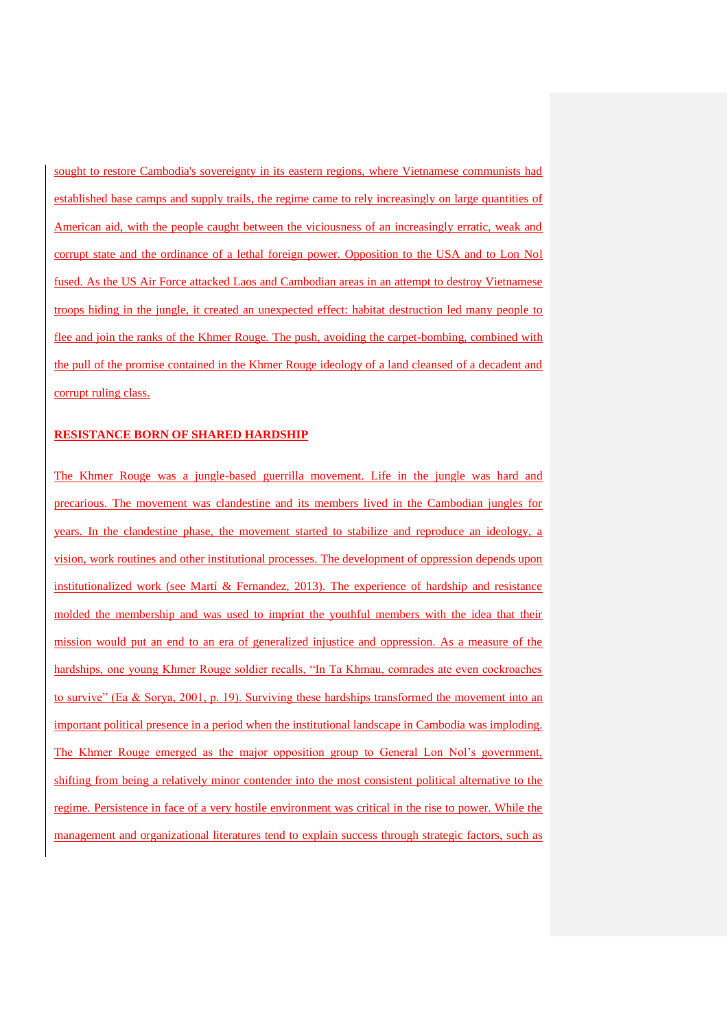sought to restore Cambodia's sovereignty in its eastern regions, where Vietnamese communists had established base camps and supply trails, the regime came to rely increasingly on large quantities of American aid, with the people caught between the viciousness of an increasingly erratic, weak and corrupt state and the ordinance of a lethal foreign power. Opposition to the USA and to Lon Nol fused. As the US Air Force attacked Laos and Cambodian areas in an attempt to destroy Vietnamese troops hiding in the jungle, it created an unexpected effect: habitat destruction led many people to flee and join the ranks of the Khmer Rouge. The push, avoiding the carpet-bombing, combined with the pull of the promise contained in the Khmer Rouge ideology of a land cleansed of a decadent and corrupt ruling class.

## RESISTANCE BORN OF SHARED HARDSHIP

The Khmer Rouge was a jungle-based guerrilla movement. Life in the jungle was hard and precarious. The movement was clandestine and its members lived in the Cambodian jungles for years. In the clandestine phase, the movement started to stabilize and reproduce an ideology, a vision, work routines and other institutional processes. The development of oppression depends upon institutionalized work (see Martí & Fernandez, 2013). The experience of hardship and resistance molded the membership and was used to imprint the youthful members with the idea that their mission would put an end to an era of generalized injustice and oppression. As a measure of the hardships, one young Khmer Rouge soldier recalls, "In Ta Khmau, comrades ate even cockroaches to survive" (Ea & Sorya, 2001, p. 19). Surviving these hardships transformed the movement into an important political presence in a period when the institutional landscape in Cambodia was imploding. The Khmer Rouge emerged as the major opposition group to General Lon Nol's government, shifting from being a relatively minor contender into the most consistent political alternative to the regime. Persistence in face of a very hostile environment was critical in the rise to power. While the management and organizational literatures tend to explain success through strategic factors, such as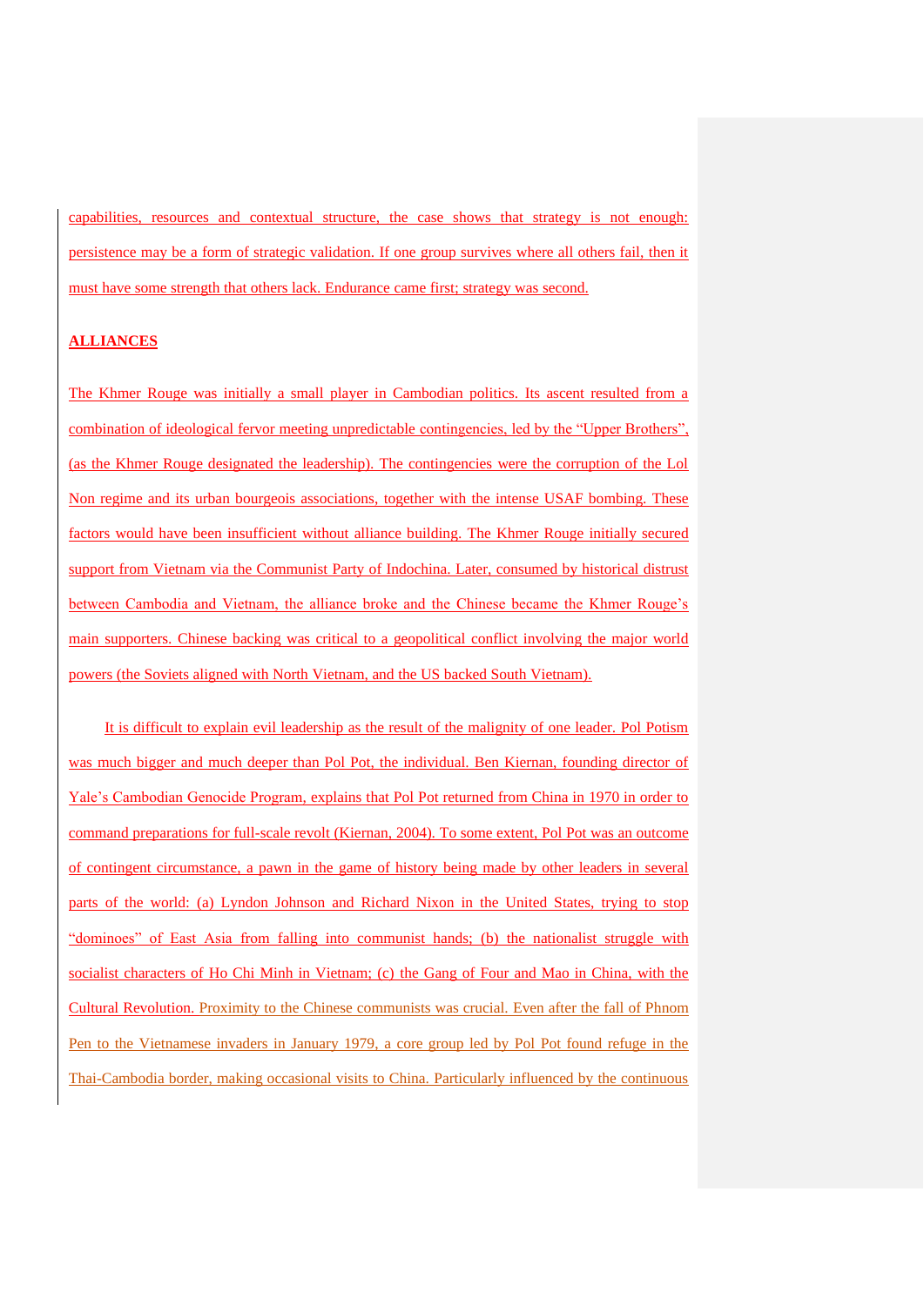capabilities, resources and contextual structure, the case shows that strategy is not enough: persistence may be a form of strategic validation. If one group survives where all others fail, then it must have some strength that others lack. Endurance came first; strategy was second.

## ALLIANCES

The Khmer Rouge was initially a small player in Cambodian politics. Its ascent resulted from a combination of ideological fervor meeting unpredictable contingencies, led by the “Upper Brothers”, (as the Khmer Rouge designated the leadership). The contingencies were the corruption of the Lol Non regime and its urban bourgeois associations, together with the intense USAF bombing. These factors would have been insufficient without alliance building. The Khmer Rouge initially secured support from Vietnam via the Communist Party of Indochina. Later, consumed by historical distrust between Cambodia and Vietnam, the alliance broke and the Chinese became the Khmer Rouge’s main supporters. Chinese backing was critical to a geopolitical conflict involving the major world powers (the Soviets aligned with North Vietnam, and the US backed South Vietnam).

It is difficult to explain evil leadership as the result of the malignity of one leader. Pol Potism was much bigger and much deeper than Pol Pot, the individual. Ben Kiernan, founding director of Yale’s Cambodian Genocide Program, explains that Pol Pot returned from China in 1970 in order to command preparations for full-scale revolt (Kiernan, 2004). To some extent, Pol Pot was an outcome of contingent circumstance, a pawn in the game of history being made by other leaders in several parts of the world: (a) Lyndon Johnson and Richard Nixon in the United States, trying to stop “dominoes” of East Asia from falling into communist hands; (b) the nationalist struggle with socialist characters of Ho Chi Minh in Vietnam; (c) the Gang of Four and Mao in China, with the Cultural Revolution. Proximity to the Chinese communists was crucial. Even after the fall of Phnom Pen to the Vietnamese invaders in January 1979, a core group led by Pol Pot found refuge in the Thai-Cambodia border, making occasional visits to China. Particularly influenced by the continuous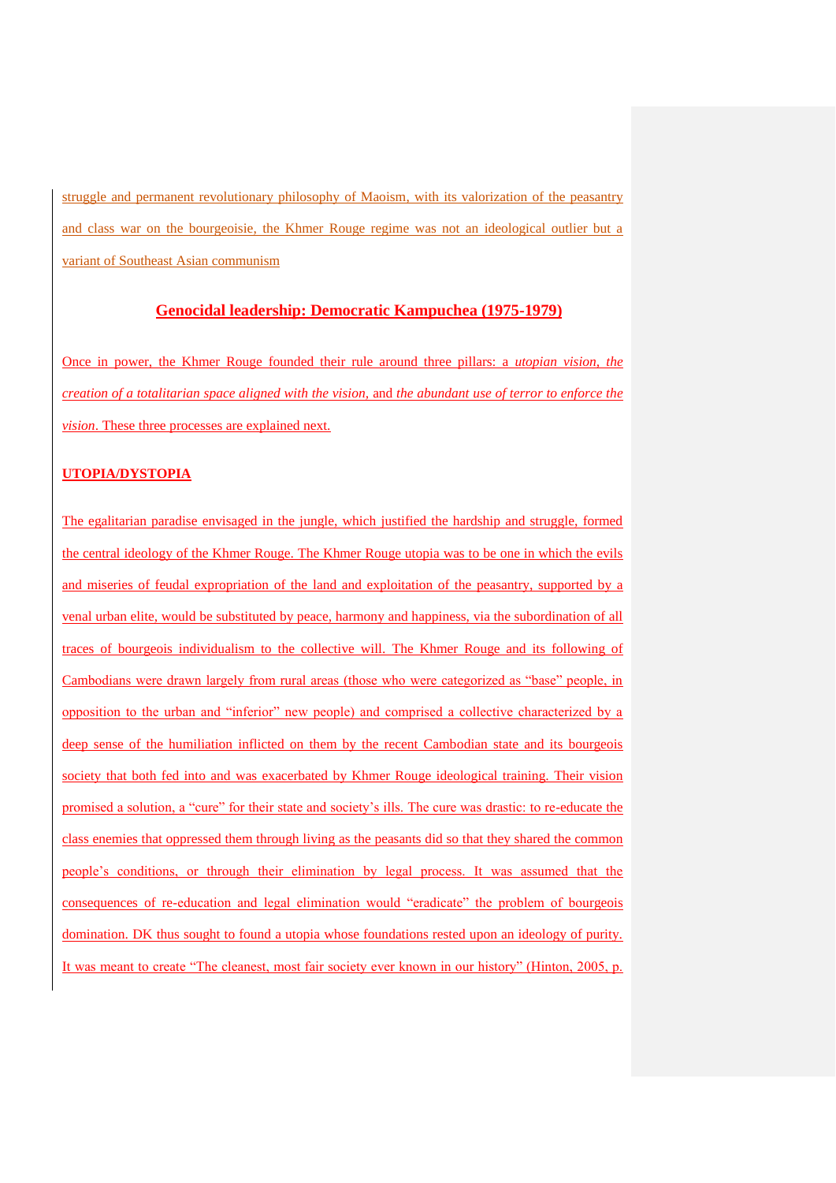struggle and permanent revolutionary philosophy of Maoism, with its valorization of the peasantry and class war on the bourgeoisie, the Khmer Rouge regime was not an ideological outlier but a variant of Southeast Asian communism

## Genocidal leadership: Democratic Kampuchea (1975-1979)

Once in power, the Khmer Rouge founded their rule around three pillars: a *utopian vision, the creation of a totalitarian space aligned with the vision,* and *the abundant use of terror to enforce the vision*. These three processes are explained next.

### UTOPIA/DYSTOPIA

The egalitarian paradise envisaged in the jungle, which justified the hardship and struggle, formed the central ideology of the Khmer Rouge. The Khmer Rouge utopia was to be one in which the evils and miseries of feudal expropriation of the land and exploitation of the peasantry, supported by a venal urban elite, would be substituted by peace, harmony and happiness, via the subordination of all traces of bourgeois individualism to the collective will. The Khmer Rouge and its following of Cambodians were drawn largely from rural areas (those who were categorized as "base" people, in opposition to the urban and "inferior" new people) and comprised a collective characterized by a deep sense of the humiliation inflicted on them by the recent Cambodian state and its bourgeois society that both fed into and was exacerbated by Khmer Rouge ideological training. Their vision promised a solution, a "cure" for their state and society's ills. The cure was drastic: to re-educate the class enemies that oppressed them through living as the peasants did so that they shared the common people's conditions, or through their elimination by legal process. It was assumed that the consequences of re-education and legal elimination would "eradicate" the problem of bourgeois domination. DK thus sought to found a utopia whose foundations rested upon an ideology of purity. It was meant to create "The cleanest, most fair society ever known in our history" (Hinton, 2005, p.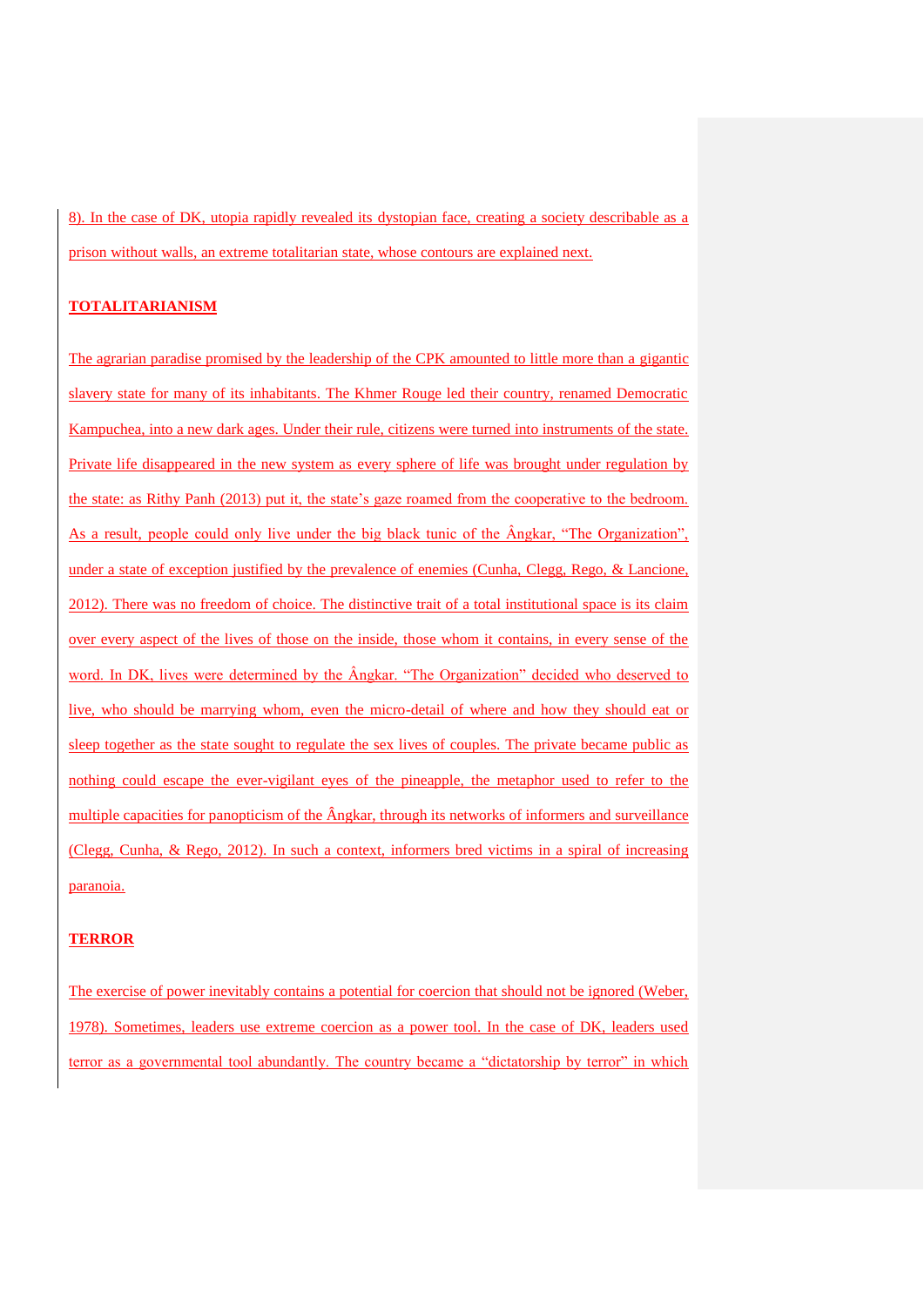8). In the case of DK, utopia rapidly revealed its dystopian face, creating a society describable as a prison without walls, an extreme totalitarian state, whose contours are explained next.

## TOTALITARIANISM

The agrarian paradise promised by the leadership of the CPK amounted to little more than a gigantic slavery state for many of its inhabitants. The Khmer Rouge led their country, renamed Democratic Kampuchea, into a new dark ages. Under their rule, citizens were turned into instruments of the state. Private life disappeared in the new system as every sphere of life was brought under regulation by the state: as Rithy Panh (2013) put it, the state's gaze roamed from the cooperative to the bedroom. As a result, people could only live under the big black tunic of the Ângkar, "The Organization", under a state of exception justified by the prevalence of enemies (Cunha, Clegg, Rego, & Lancione, 2012). There was no freedom of choice. The distinctive trait of a total institutional space is its claim over every aspect of the lives of those on the inside, those whom it contains, in every sense of the word. In DK, lives were determined by the Ângkar. "The Organization" decided who deserved to live, who should be marrying whom, even the micro-detail of where and how they should eat or sleep together as the state sought to regulate the sex lives of couples. The private became public as nothing could escape the ever-vigilant eyes of the pineapple, the metaphor used to refer to the multiple capacities for panopticism of the Ângkar, through its networks of informers and surveillance (Clegg, Cunha, & Rego, 2012). In such a context, informers bred victims in a spiral of increasing paranoia.

## TERROR

The exercise of power inevitably contains a potential for coercion that should not be ignored (Weber, 1978). Sometimes, leaders use extreme coercion as a power tool. In the case of DK, leaders used terror as a governmental tool abundantly. The country became a "dictatorship by terror" in which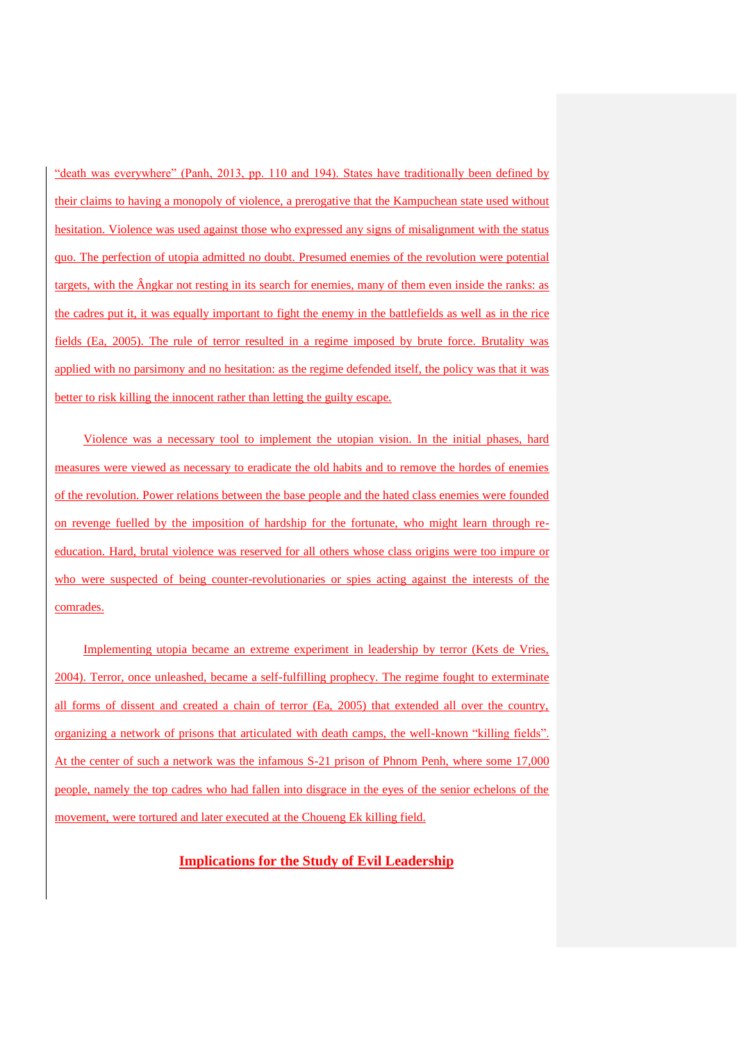"death was everywhere" (Panh, 2013, pp. 110 and 194). States have traditionally been defined by their claims to having a monopoly of violence, a prerogative that the Kampuchean state used without hesitation. Violence was used against those who expressed any signs of misalignment with the status quo. The perfection of utopia admitted no doubt. Presumed enemies of the revolution were potential targets, with the Ângkar not resting in its search for enemies, many of them even inside the ranks: as the cadres put it, it was equally important to fight the enemy in the battlefields as well as in the rice fields (Ea, 2005). The rule of terror resulted in a regime imposed by brute force. Brutality was applied with no parsimony and no hesitation: as the regime defended itself, the policy was that it was better to risk killing the innocent rather than letting the guilty escape.

Violence was a necessary tool to implement the utopian vision. In the initial phases, hard measures were viewed as necessary to eradicate the old habits and to remove the hordes of enemies of the revolution. Power relations between the base people and the hated class enemies were founded on revenge fuelled by the imposition of hardship for the fortunate, who might learn through re-education. Hard, brutal violence was reserved for all others whose class origins were too impure or who were suspected of being counter-revolutionaries or spies acting against the interests of the comrades.

Implementing utopia became an extreme experiment in leadership by terror (Kets de Vries, 2004). Terror, once unleashed, became a self-fulfilling prophecy. The regime fought to exterminate all forms of dissent and created a chain of terror (Ea, 2005) that extended all over the country, organizing a network of prisons that articulated with death camps, the well-known "killing fields". At the center of such a network was the infamous S-21 prison of Phnom Penh, where some 17,000 people, namely the top cadres who had fallen into disgrace in the eyes of the senior echelons of the movement, were tortured and later executed at the Choueng Ek killing field.

## Implications for the Study of Evil Leadership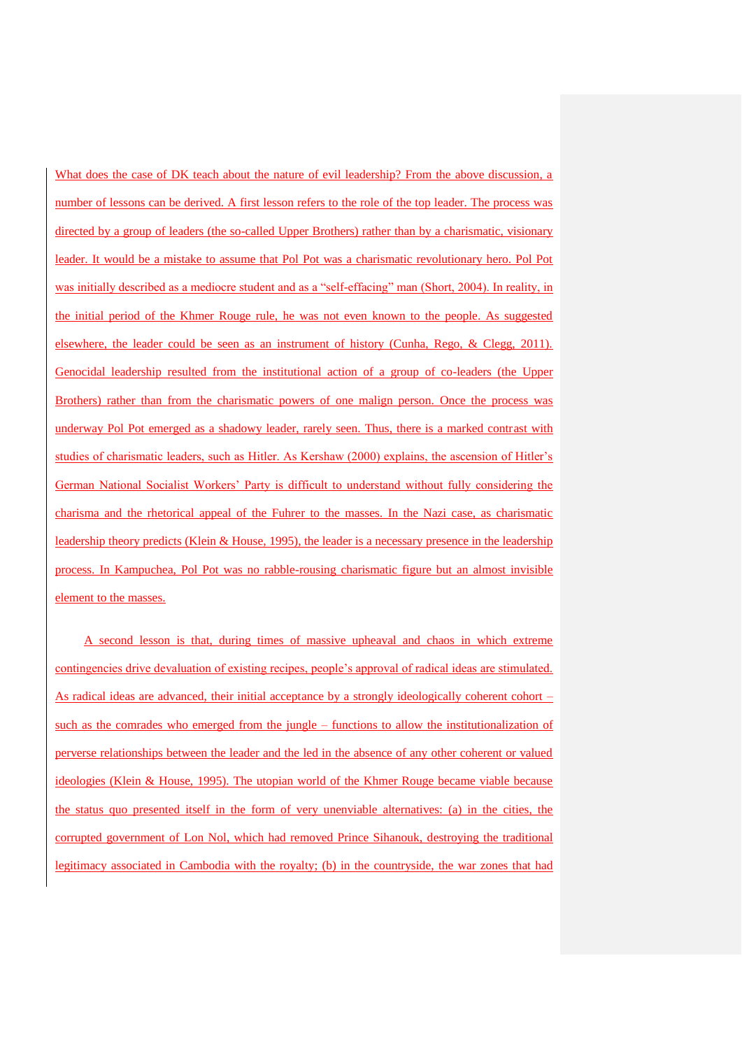What does the case of DK teach about the nature of evil leadership? From the above discussion, a number of lessons can be derived. A first lesson refers to the role of the top leader. The process was directed by a group of leaders (the so-called Upper Brothers) rather than by a charismatic, visionary leader. It would be a mistake to assume that Pol Pot was a charismatic revolutionary hero. Pol Pot was initially described as a mediocre student and as a "self-effacing" man (Short, 2004). In reality, in the initial period of the Khmer Rouge rule, he was not even known to the people. As suggested elsewhere, the leader could be seen as an instrument of history (Cunha, Rego, & Clegg, 2011). Genocidal leadership resulted from the institutional action of a group of co-leaders (the Upper Brothers) rather than from the charismatic powers of one malign person. Once the process was underway Pol Pot emerged as a shadowy leader, rarely seen. Thus, there is a marked contrast with studies of charismatic leaders, such as Hitler. As Kershaw (2000) explains, the ascension of Hitler's German National Socialist Workers' Party is difficult to understand without fully considering the charisma and the rhetorical appeal of the Fuhrer to the masses. In the Nazi case, as charismatic leadership theory predicts (Klein & House, 1995), the leader is a necessary presence in the leadership process. In Kampuchea, Pol Pot was no rabble-rousing charismatic figure but an almost invisible element to the masses.

A second lesson is that, during times of massive upheaval and chaos in which extreme contingencies drive devaluation of existing recipes, people's approval of radical ideas are stimulated. As radical ideas are advanced, their initial acceptance by a strongly ideologically coherent cohort – such as the comrades who emerged from the jungle – functions to allow the institutionalization of perverse relationships between the leader and the led in the absence of any other coherent or valued ideologies (Klein & House, 1995). The utopian world of the Khmer Rouge became viable because the status quo presented itself in the form of very unenviable alternatives: (a) in the cities, the corrupted government of Lon Nol, which had removed Prince Sihanouk, destroying the traditional legitimacy associated in Cambodia with the royalty; (b) in the countryside, the war zones that had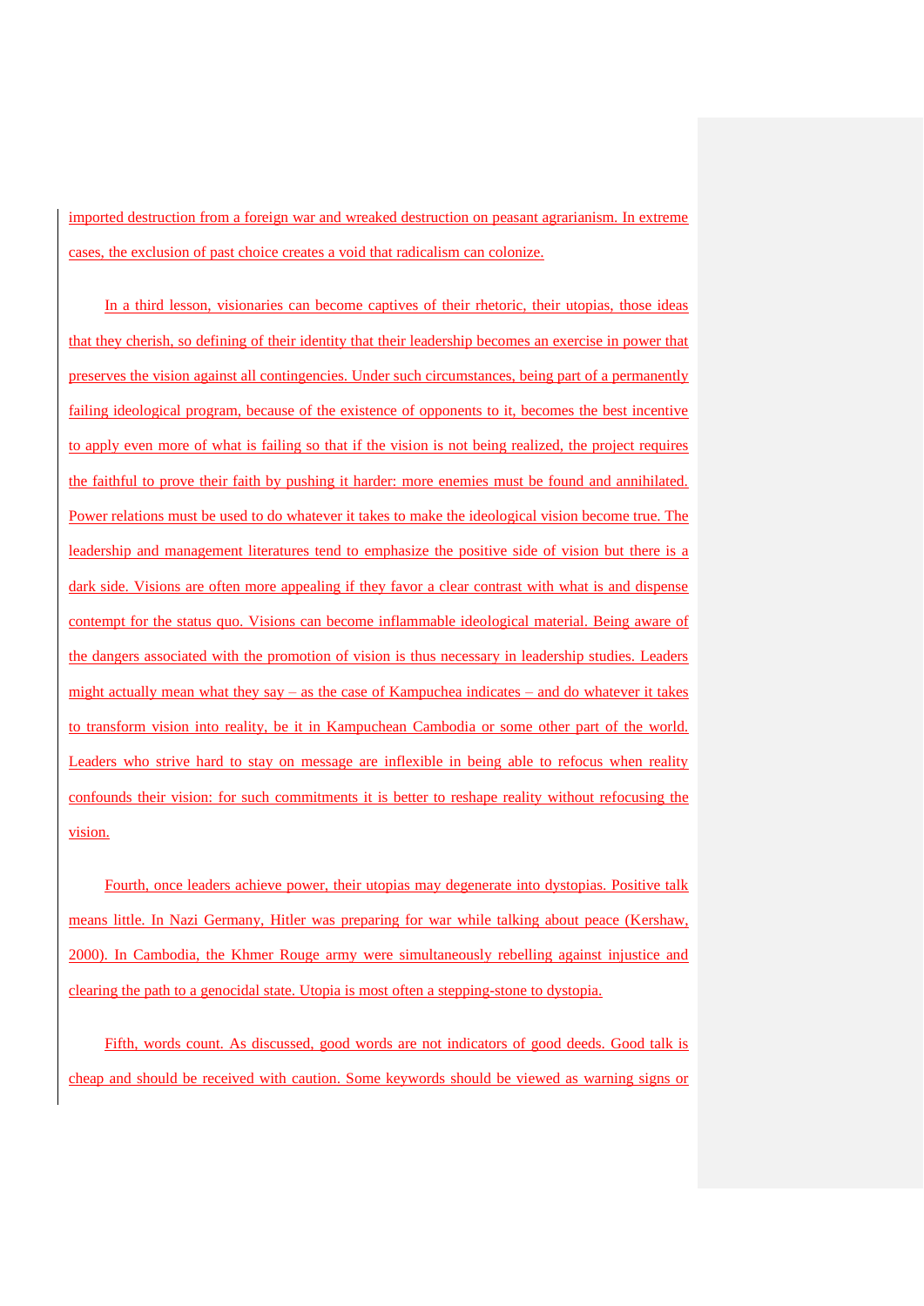imported destruction from a foreign war and wreaked destruction on peasant agrarianism. In extreme cases, the exclusion of past choice creates a void that radicalism can colonize.

In a third lesson, visionaries can become captives of their rhetoric, their utopias, those ideas that they cherish, so defining of their identity that their leadership becomes an exercise in power that preserves the vision against all contingencies. Under such circumstances, being part of a permanently failing ideological program, because of the existence of opponents to it, becomes the best incentive to apply even more of what is failing so that if the vision is not being realized, the project requires the faithful to prove their faith by pushing it harder: more enemies must be found and annihilated. Power relations must be used to do whatever it takes to make the ideological vision become true. The leadership and management literatures tend to emphasize the positive side of vision but there is a dark side. Visions are often more appealing if they favor a clear contrast with what is and dispense contempt for the status quo. Visions can become inflammable ideological material. Being aware of the dangers associated with the promotion of vision is thus necessary in leadership studies. Leaders might actually mean what they say – as the case of Kampuchea indicates – and do whatever it takes to transform vision into reality, be it in Kampuchean Cambodia or some other part of the world. Leaders who strive hard to stay on message are inflexible in being able to refocus when reality confounds their vision: for such commitments it is better to reshape reality without refocusing the vision.

Fourth, once leaders achieve power, their utopias may degenerate into dystopias. Positive talk means little. In Nazi Germany, Hitler was preparing for war while talking about peace (Kershaw, 2000). In Cambodia, the Khmer Rouge army were simultaneously rebelling against injustice and clearing the path to a genocidal state. Utopia is most often a stepping-stone to dystopia.

Fifth, words count. As discussed, good words are not indicators of good deeds. Good talk is cheap and should be received with caution. Some keywords should be viewed as warning signs or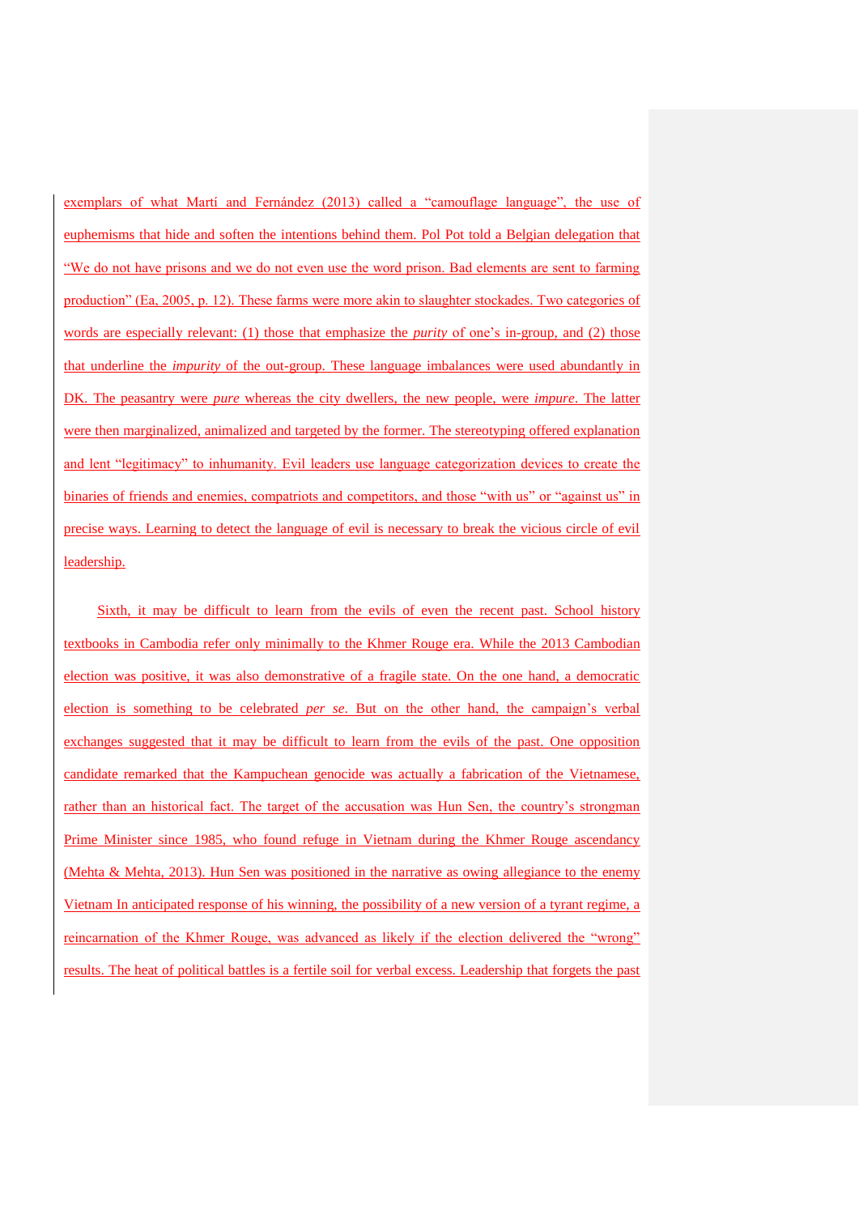exemplars of what Martí and Fernández (2013) called a "camouflage language", the use of euphemisms that hide and soften the intentions behind them. Pol Pot told a Belgian delegation that "We do not have prisons and we do not even use the word prison. Bad elements are sent to farming production" (Ea, 2005, p. 12). These farms were more akin to slaughter stockades. Two categories of words are especially relevant: (1) those that emphasize the *purity* of one's in-group, and (2) those that underline the *impurity* of the out-group. These language imbalances were used abundantly in DK. The peasantry were *pure* whereas the city dwellers, the new people, were *impure*. The latter were then marginalized, animalized and targeted by the former. The stereotyping offered explanation and lent "legitimacy" to inhumanity. Evil leaders use language categorization devices to create the binaries of friends and enemies, compatriots and competitors, and those "with us" or "against us" in precise ways. Learning to detect the language of evil is necessary to break the vicious circle of evil leadership.

Sixth, it may be difficult to learn from the evils of even the recent past. School history textbooks in Cambodia refer only minimally to the Khmer Rouge era. While the 2013 Cambodian election was positive, it was also demonstrative of a fragile state. On the one hand, a democratic election is something to be celebrated *per se*. But on the other hand, the campaign's verbal exchanges suggested that it may be difficult to learn from the evils of the past. One opposition candidate remarked that the Kampuchean genocide was actually a fabrication of the Vietnamese, rather than an historical fact. The target of the accusation was Hun Sen, the country's strongman Prime Minister since 1985, who found refuge in Vietnam during the Khmer Rouge ascendancy (Mehta & Mehta, 2013). Hun Sen was positioned in the narrative as owing allegiance to the enemy Vietnam In anticipated response of his winning, the possibility of a new version of a tyrant regime, a reincarnation of the Khmer Rouge, was advanced as likely if the election delivered the "wrong" results. The heat of political battles is a fertile soil for verbal excess. Leadership that forgets the past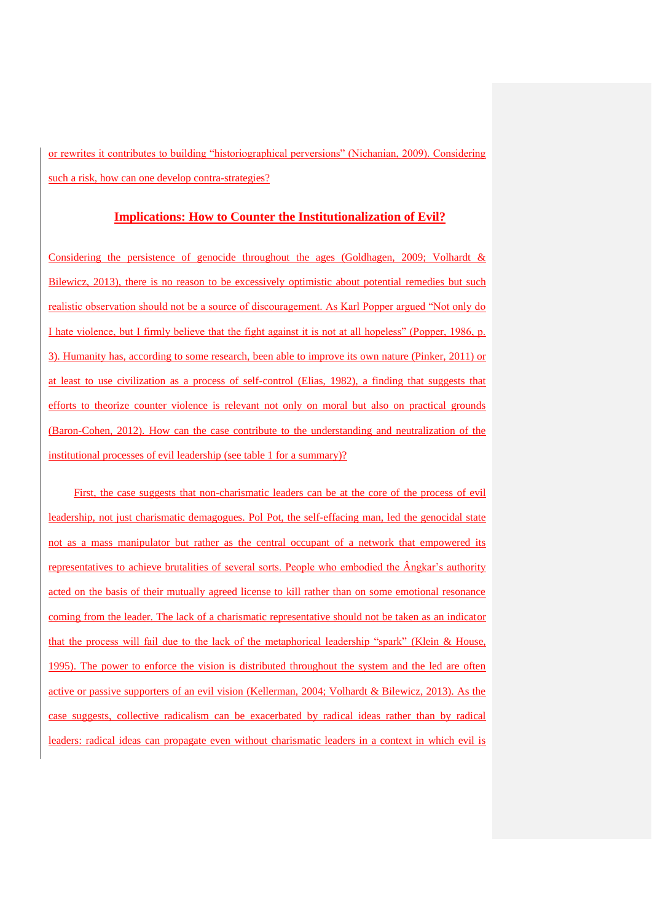or rewrites it contributes to building "historiographical perversions" (Nichanian, 2009). Considering such a risk, how can one develop contra-strategies?

## Implications: How to Counter the Institutionalization of Evil?

Considering the persistence of genocide throughout the ages (Goldhagen, 2009; Volhardt & Bilewicz, 2013), there is no reason to be excessively optimistic about potential remedies but such realistic observation should not be a source of discouragement. As Karl Popper argued "Not only do I hate violence, but I firmly believe that the fight against it is not at all hopeless" (Popper, 1986, p. 3). Humanity has, according to some research, been able to improve its own nature (Pinker, 2011) or at least to use civilization as a process of self-control (Elias, 1982), a finding that suggests that efforts to theorize counter violence is relevant not only on moral but also on practical grounds (Baron-Cohen, 2012). How can the case contribute to the understanding and neutralization of the institutional processes of evil leadership (see table 1 for a summary)?

First, the case suggests that non-charismatic leaders can be at the core of the process of evil leadership, not just charismatic demagogues. Pol Pot, the self-effacing man, led the genocidal state not as a mass manipulator but rather as the central occupant of a network that empowered its representatives to achieve brutalities of several sorts. People who embodied the Ângkar's authority acted on the basis of their mutually agreed license to kill rather than on some emotional resonance coming from the leader. The lack of a charismatic representative should not be taken as an indicator that the process will fail due to the lack of the metaphorical leadership "spark" (Klein & House, 1995). The power to enforce the vision is distributed throughout the system and the led are often active or passive supporters of an evil vision (Kellerman, 2004; Volhardt & Bilewicz, 2013). As the case suggests, collective radicalism can be exacerbated by radical ideas rather than by radical leaders: radical ideas can propagate even without charismatic leaders in a context in which evil is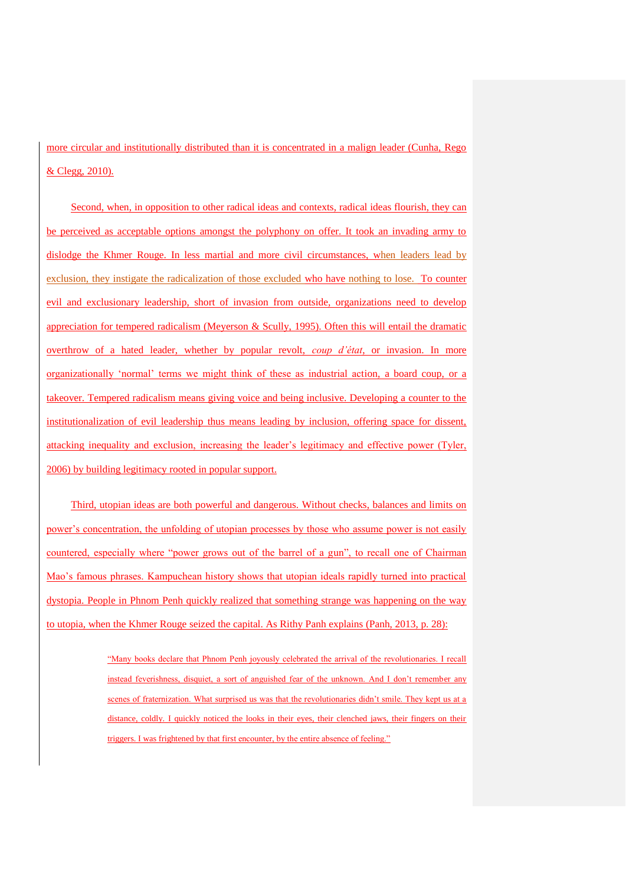more circular and institutionally distributed than it is concentrated in a malign leader (Cunha, Rego & Clegg, 2010).

Second, when, in opposition to other radical ideas and contexts, radical ideas flourish, they can be perceived as acceptable options amongst the polyphony on offer. It took an invading army to dislodge the Khmer Rouge. In less martial and more civil circumstances, when leaders lead by exclusion, they instigate the radicalization of those excluded who have nothing to lose. To counter evil and exclusionary leadership, short of invasion from outside, organizations need to develop appreciation for tempered radicalism (Meyerson & Scully, 1995). Often this will entail the dramatic overthrow of a hated leader, whether by popular revolt, *coup d'état*, or invasion. In more organizationally 'normal' terms we might think of these as industrial action, a board coup, or a takeover. Tempered radicalism means giving voice and being inclusive. Developing a counter to the institutionalization of evil leadership thus means leading by inclusion, offering space for dissent, attacking inequality and exclusion, increasing the leader's legitimacy and effective power (Tyler, 2006) by building legitimacy rooted in popular support.

Third, utopian ideas are both powerful and dangerous. Without checks, balances and limits on power's concentration, the unfolding of utopian processes by those who assume power is not easily countered, especially where "power grows out of the barrel of a gun", to recall one of Chairman Mao's famous phrases. Kampuchean history shows that utopian ideals rapidly turned into practical dystopia. People in Phnom Penh quickly realized that something strange was happening on the way to utopia, when the Khmer Rouge seized the capital. As Rithy Panh explains (Panh, 2013, p. 28):

> "Many books declare that Phnom Penh joyously celebrated the arrival of the revolutionaries. I recall instead feverishness, disquiet, a sort of anguished fear of the unknown. And I don't remember any scenes of fraternization. What surprised us was that the revolutionaries didn't smile. They kept us at a distance, coldly. I quickly noticed the looks in their eyes, their clenched jaws, their fingers on their triggers. I was frightened by that first encounter, by the entire absence of feeling."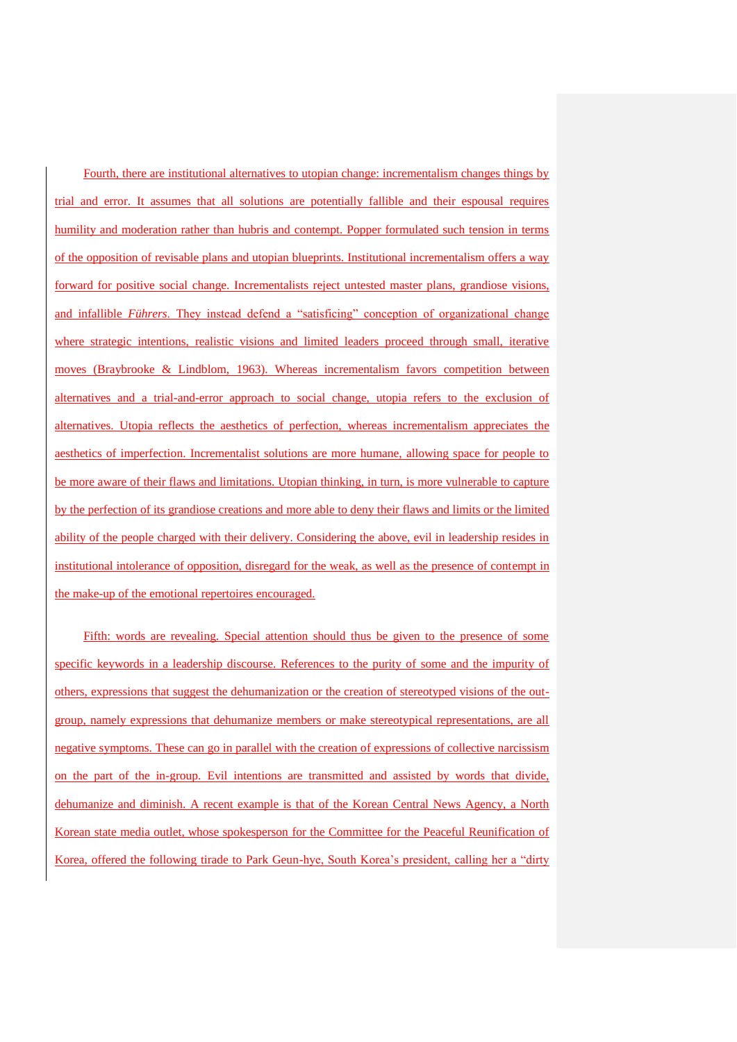Fourth, there are institutional alternatives to utopian change: incrementalism changes things by trial and error. It assumes that all solutions are potentially fallible and their espousal requires humility and moderation rather than hubris and contempt. Popper formulated such tension in terms of the opposition of revisable plans and utopian blueprints. Institutional incrementalism offers a way forward for positive social change. Incrementalists reject untested master plans, grandiose visions, and infallible *Führers*. They instead defend a "satisficing" conception of organizational change where strategic intentions, realistic visions and limited leaders proceed through small, iterative moves (Braybrooke & Lindblom, 1963). Whereas incrementalism favors competition between alternatives and a trial-and-error approach to social change, utopia refers to the exclusion of alternatives. Utopia reflects the aesthetics of perfection, whereas incrementalism appreciates the aesthetics of imperfection. Incrementalist solutions are more humane, allowing space for people to be more aware of their flaws and limitations. Utopian thinking, in turn, is more vulnerable to capture by the perfection of its grandiose creations and more able to deny their flaws and limits or the limited ability of the people charged with their delivery. Considering the above, evil in leadership resides in institutional intolerance of opposition, disregard for the weak, as well as the presence of contempt in the make-up of the emotional repertoires encouraged.

Fifth: words are revealing. Special attention should thus be given to the presence of some specific keywords in a leadership discourse. References to the purity of some and the impurity of others, expressions that suggest the dehumanization or the creation of stereotyped visions of the out-group, namely expressions that dehumanize members or make stereotypical representations, are all negative symptoms. These can go in parallel with the creation of expressions of collective narcissism on the part of the in-group. Evil intentions are transmitted and assisted by words that divide, dehumanize and diminish. A recent example is that of the Korean Central News Agency, a North Korean state media outlet, whose spokesperson for the Committee for the Peaceful Reunification of Korea, offered the following tirade to Park Geun-hye, South Korea's president, calling her a "dirty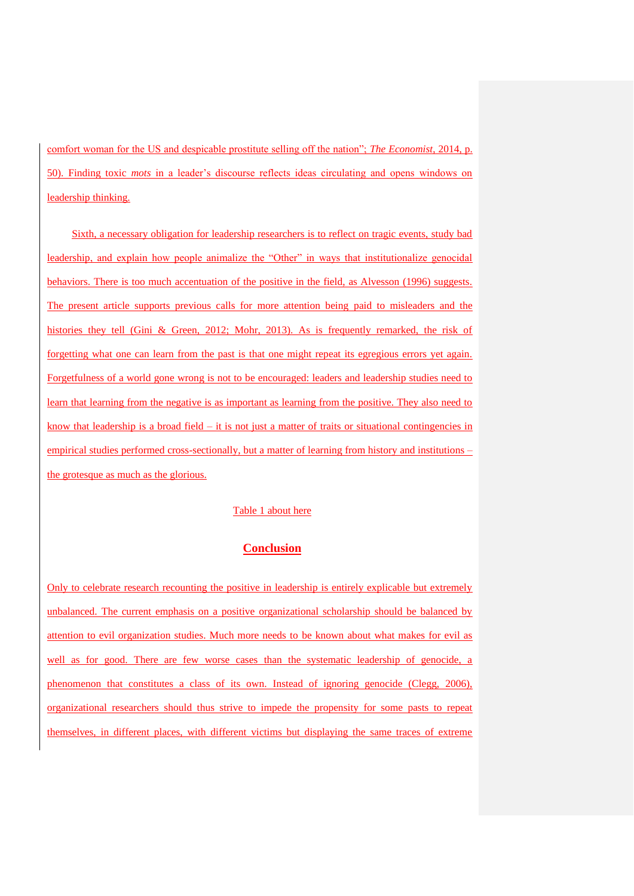comfort woman for the US and despicable prostitute selling off the nation"; *The Economist*, 2014, p. 50). Finding toxic *mots* in a leader's discourse reflects ideas circulating and opens windows on leadership thinking.

Sixth, a necessary obligation for leadership researchers is to reflect on tragic events, study bad leadership, and explain how people animalize the "Other" in ways that institutionalize genocidal behaviors. There is too much accentuation of the positive in the field, as Alvesson (1996) suggests. The present article supports previous calls for more attention being paid to misleaders and the histories they tell (Gini & Green, 2012; Mohr, 2013). As is frequently remarked, the risk of forgetting what one can learn from the past is that one might repeat its egregious errors yet again. Forgetfulness of a world gone wrong is not to be encouraged: leaders and leadership studies need to learn that learning from the negative is as important as learning from the positive. They also need to know that leadership is a broad field – it is not just a matter of traits or situational contingencies in empirical studies performed cross-sectionally, but a matter of learning from history and institutions – the grotesque as much as the glorious.

Table 1 about here

## Conclusion

Only to celebrate research recounting the positive in leadership is entirely explicable but extremely unbalanced. The current emphasis on a positive organizational scholarship should be balanced by attention to evil organization studies. Much more needs to be known about what makes for evil as well as for good. There are few worse cases than the systematic leadership of genocide, a phenomenon that constitutes a class of its own. Instead of ignoring genocide (Clegg, 2006), organizational researchers should thus strive to impede the propensity for some pasts to repeat themselves, in different places, with different victims but displaying the same traces of extreme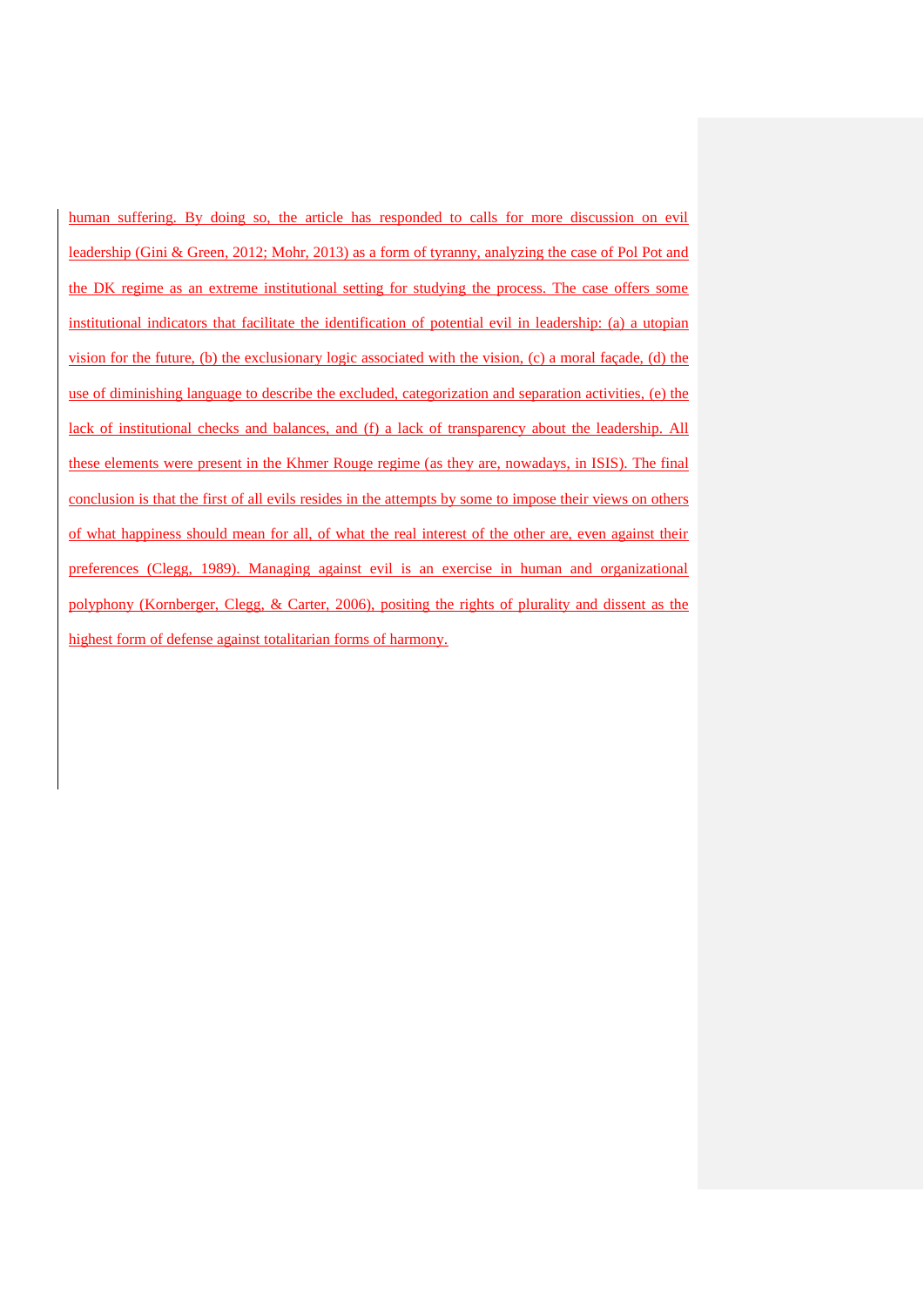human suffering. By doing so, the article has responded to calls for more discussion on evil leadership (Gini & Green, 2012; Mohr, 2013) as a form of tyranny, analyzing the case of Pol Pot and the DK regime as an extreme institutional setting for studying the process. The case offers some institutional indicators that facilitate the identification of potential evil in leadership: (a) a utopian vision for the future, (b) the exclusionary logic associated with the vision, (c) a moral façade, (d) the use of diminishing language to describe the excluded, categorization and separation activities, (e) the lack of institutional checks and balances, and (f) a lack of transparency about the leadership. All these elements were present in the Khmer Rouge regime (as they are, nowadays, in ISIS). The final conclusion is that the first of all evils resides in the attempts by some to impose their views on others of what happiness should mean for all, of what the real interest of the other are, even against their preferences (Clegg, 1989). Managing against evil is an exercise in human and organizational polyphony (Kornberger, Clegg, & Carter, 2006), positing the rights of plurality and dissent as the highest form of defense against totalitarian forms of harmony.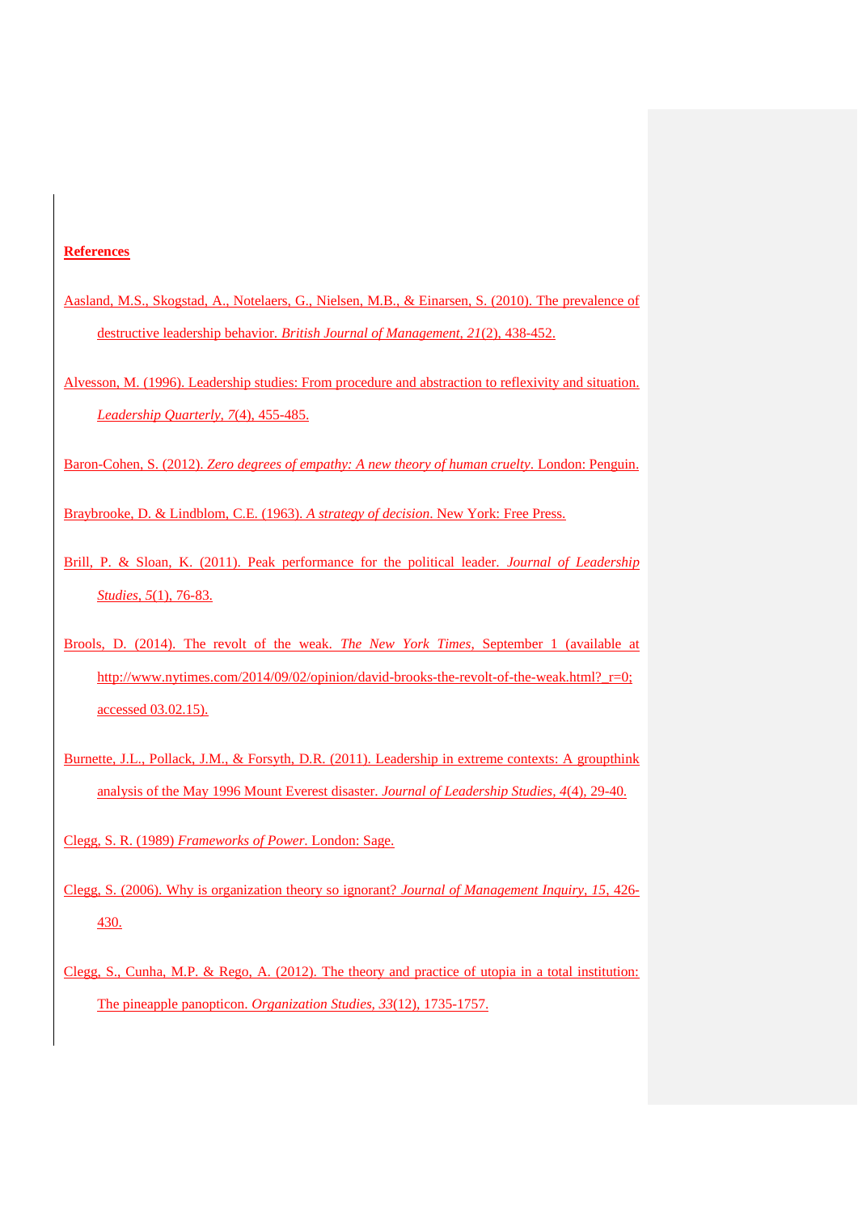## References

Aasland, M.S., Skogstad, A., Notelaers, G., Nielsen, M.B., & Einarsen, S. (2010). The prevalence of destructive leadership behavior. *British Journal of Management, 21*(2), 438-452.

Alvesson, M. (1996). Leadership studies: From procedure and abstraction to reflexivity and situation. *Leadership Quarterly, 7*(4), 455-485.

Baron-Cohen, S. (2012). *Zero degrees of empathy: A new theory of human cruelty*. London: Penguin.

Braybrooke, D. & Lindblom, C.E. (1963). *A strategy of decision*. New York: Free Press.

Brill, P. & Sloan, K. (2011). Peak performance for the political leader. *Journal of Leadership Studies, 5*(1), 76-83.

Brools, D. (2014). The revolt of the weak. *The New York Times*, September 1 (available at http://www.nytimes.com/2014/09/02/opinion/david-brooks-the-revolt-of-the-weak.html?_r=0; accessed 03.02.15).

Burnette, J.L., Pollack, J.M., & Forsyth, D.R. (2011). Leadership in extreme contexts: A groupthink analysis of the May 1996 Mount Everest disaster. *Journal of Leadership Studies, 4*(4), 29-40.

Clegg, S. R. (1989) *Frameworks of Power*. London: Sage.

Clegg, S. (2006). Why is organization theory so ignorant? *Journal of Management Inquiry, 15*, 426-430.

Clegg, S., Cunha, M.P. & Rego, A. (2012). The theory and practice of utopia in a total institution: The pineapple panopticon. *Organization Studies, 33*(12), 1735-1757.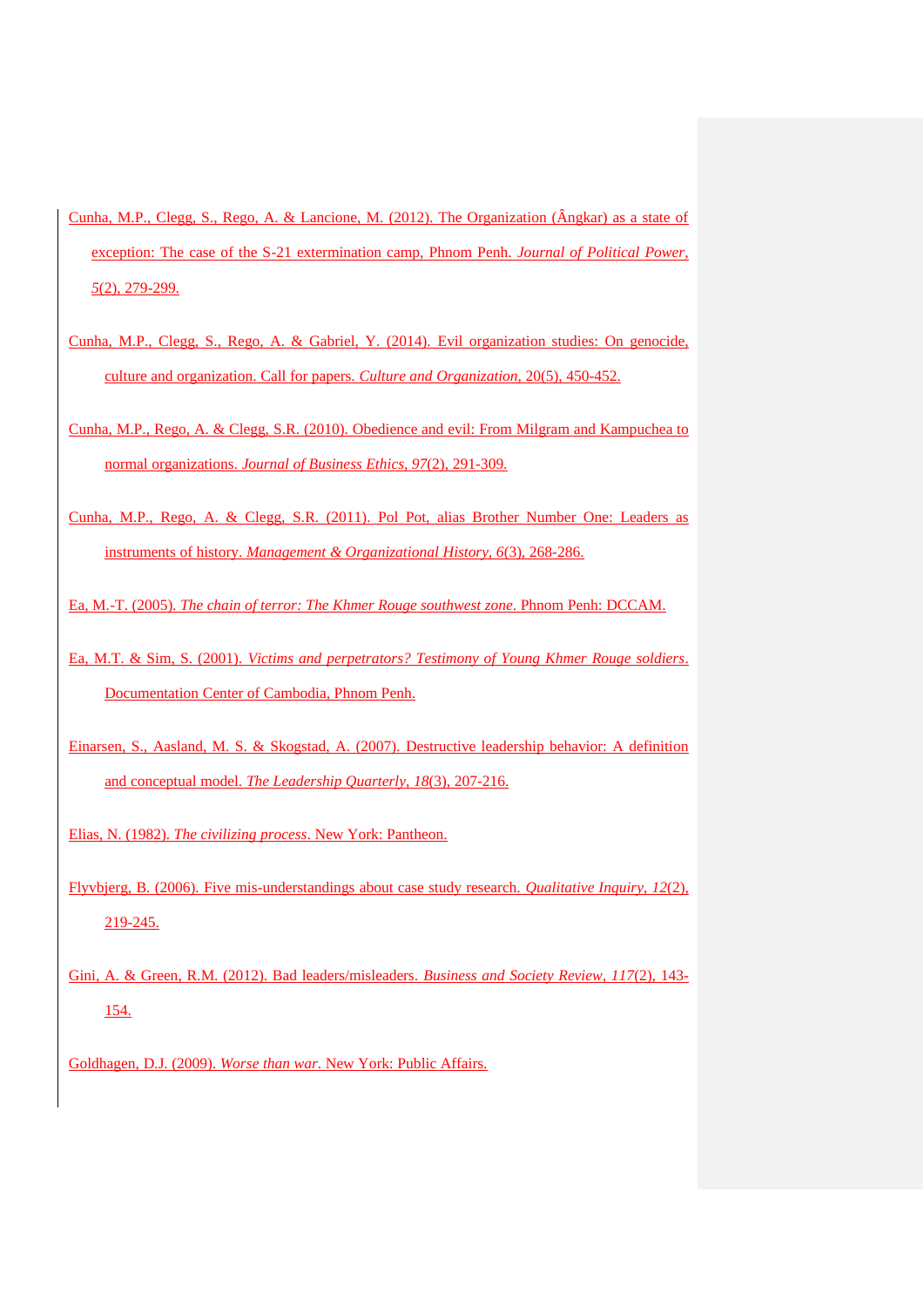Cunha, M.P., Clegg, S., Rego, A. & Lancione, M. (2012). The Organization (Ângkar) as a state of exception: The case of the S-21 extermination camp, Phnom Penh. *Journal of Political Power, 5*(2), 279-299.

Cunha, M.P., Clegg, S., Rego, A. & Gabriel, Y. (2014). Evil organization studies: On genocide, culture and organization. Call for papers. *Culture and Organization*, 20(5), 450-452.

Cunha, M.P., Rego, A. & Clegg, S.R. (2010). Obedience and evil: From Milgram and Kampuchea to normal organizations. *Journal of Business Ethics*, *97*(2), 291-309.

Cunha, M.P., Rego, A. & Clegg, S.R. (2011). Pol Pot, alias Brother Number One: Leaders as instruments of history. *Management & Organizational History*, *6*(3), 268-286.

Ea, M.-T. (2005). *The chain of terror: The Khmer Rouge southwest zone*. Phnom Penh: DCCAM.

Ea, M.T. & Sim, S. (2001). *Victims and perpetrators? Testimony of Young Khmer Rouge soldiers*. Documentation Center of Cambodia, Phnom Penh.

Einarsen, S., Aasland, M. S. & Skogstad, A. (2007). Destructive leadership behavior: A definition and conceptual model. *The Leadership Quarterly*, *18*(3), 207-216.

Elias, N. (1982). *The civilizing process*. New York: Pantheon.

Flyvbjerg, B. (2006). Five mis-understandings about case study research. *Qualitative Inquiry*, *12*(2), 219-245.

Gini, A. & Green, R.M. (2012). Bad leaders/misleaders. *Business and Society Review*, *117*(2), 143-154.

Goldhagen, D.J. (2009). *Worse than war*. New York: Public Affairs.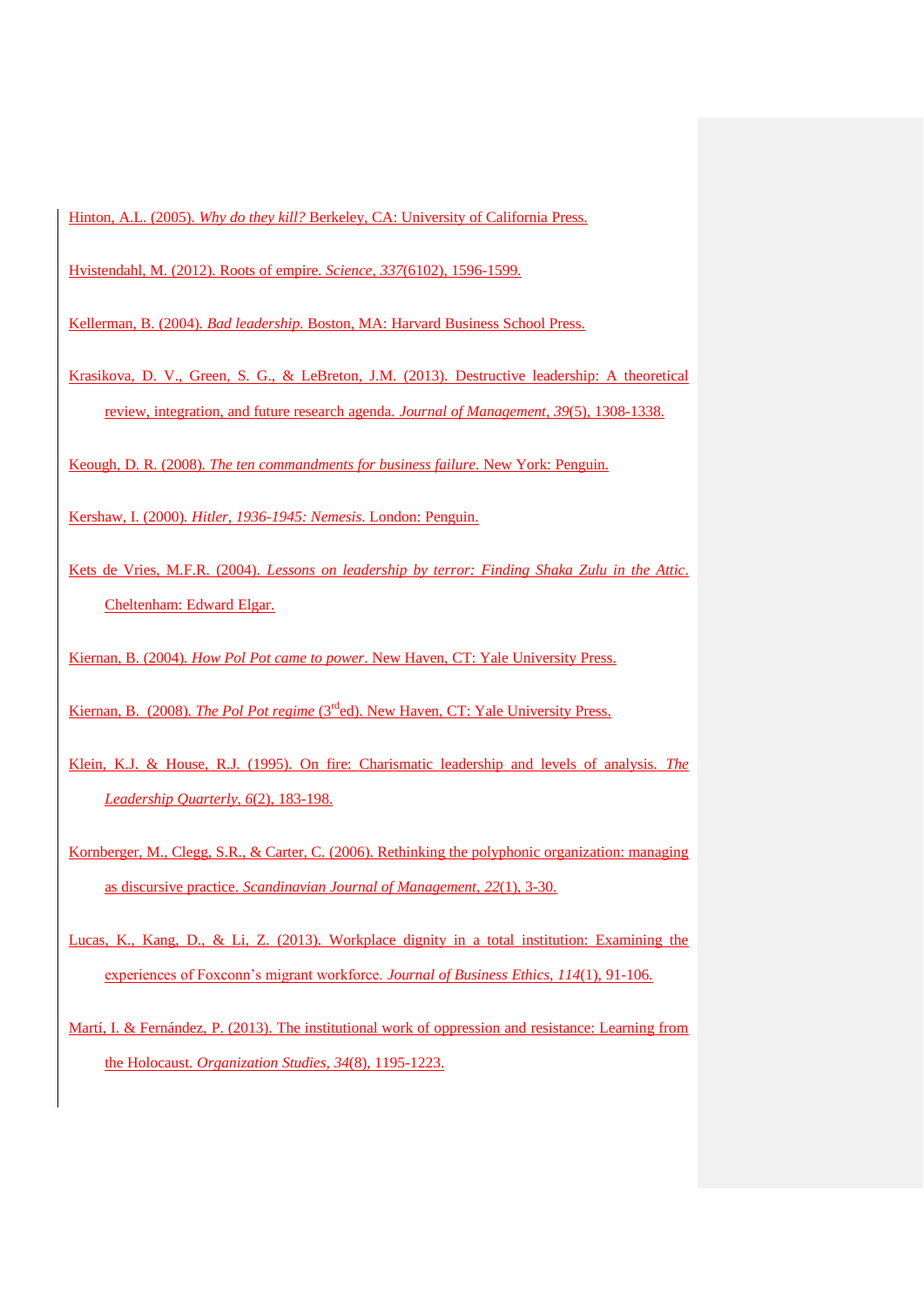Hinton, A.L. (2005). *Why do they kill?* Berkeley, CA: University of California Press.

Hvistendahl, M. (2012). Roots of empire. *Science, 337*(6102), 1596-1599.

Kellerman, B. (2004). *Bad leadership*. Boston, MA: Harvard Business School Press.

Krasikova, D. V., Green, S. G., & LeBreton, J.M. (2013). Destructive leadership: A theoretical review, integration, and future research agenda. *Journal of Management, 39*(5), 1308-1338.

Keough, D. R. (2008). *The ten commandments for business failure*. New York: Penguin.

Kershaw, I. (2000). *Hitler, 1936-1945: Nemesis*. London: Penguin.

Kets de Vries, M.F.R. (2004). *Lessons on leadership by terror: Finding Shaka Zulu in the Attic*. Cheltenham: Edward Elgar.

Kiernan, B. (2004). *How Pol Pot came to power*. New Haven, CT: Yale University Press.

Kiernan, B. (2008). *The Pol Pot regime* (3rd ed). New Haven, CT: Yale University Press.

Klein, K.J. & House, R.J. (1995). On fire: Charismatic leadership and levels of analysis. *The Leadership Quarterly, 6*(2), 183-198.

Kornberger, M., Clegg, S.R., & Carter, C. (2006). Rethinking the polyphonic organization: managing as discursive practice. *Scandinavian Journal of Management, 22*(1), 3-30.

Lucas, K., Kang, D., & Li, Z. (2013). Workplace dignity in a total institution: Examining the experiences of Foxconn's migrant workforce. *Journal of Business Ethics, 114*(1), 91-106.

Martí, I. & Fernández, P. (2013). The institutional work of oppression and resistance: Learning from the Holocaust. *Organization Studies, 34*(8), 1195-1223.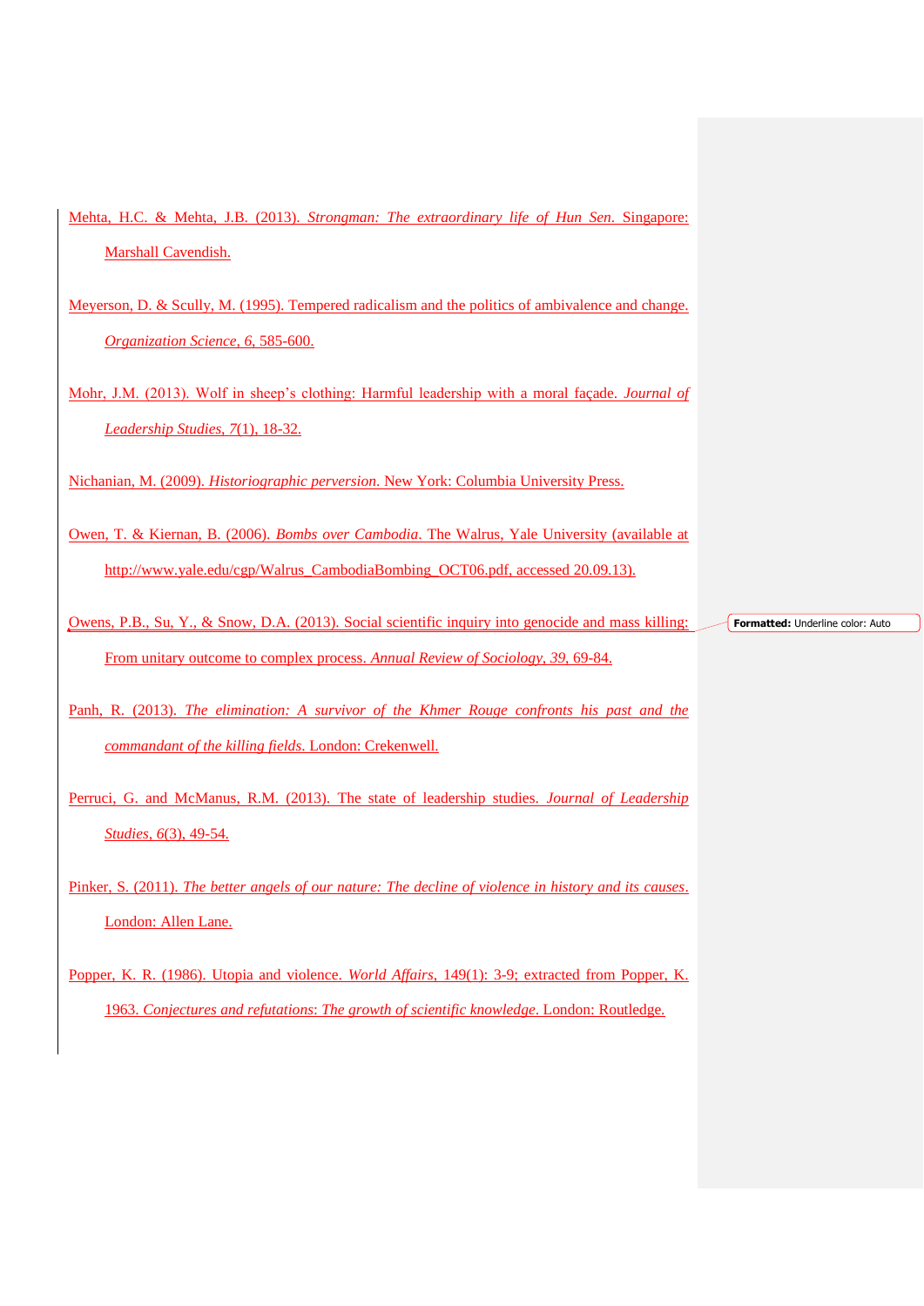Mehta, H.C. & Mehta, J.B. (2013). *Strongman: The extraordinary life of Hun Sen*. Singapore: Marshall Cavendish.

Meyerson, D. & Scully, M. (1995). Tempered radicalism and the politics of ambivalence and change. *Organization Science, 6*, 585-600.

Mohr, J.M. (2013). Wolf in sheep's clothing: Harmful leadership with a moral façade. *Journal of Leadership Studies, 7*(1), 18-32.

Nichanian, M. (2009). *Historiographic perversion*. New York: Columbia University Press.

Owen, T. & Kiernan, B. (2006). *Bombs over Cambodia*. The Walrus, Yale University (available at http://www.yale.edu/cgp/Walrus_CambodiaBombing_OCT06.pdf, accessed 20.09.13).

Owens, P.B., Su, Y., & Snow, D.A. (2013). Social scientific inquiry into genocide and mass killing: From unitary outcome to complex process. *Annual Review of Sociology, 39*, 69-84.

Panh, R. (2013). *The elimination: A survivor of the Khmer Rouge confronts his past and the commandant of the killing fields*. London: Crekenwell.

Perruci, G. and McManus, R.M. (2013). The state of leadership studies. *Journal of Leadership Studies, 6*(3), 49-54.

Pinker, S. (2011). *The better angels of our nature: The decline of violence in history and its causes*. London: Allen Lane.

Popper, K. R. (1986). Utopia and violence. *World Affairs*, 149(1): 3-9; extracted from Popper, K. 1963. *Conjectures and refutations: The growth of scientific knowledge*. London: Routledge.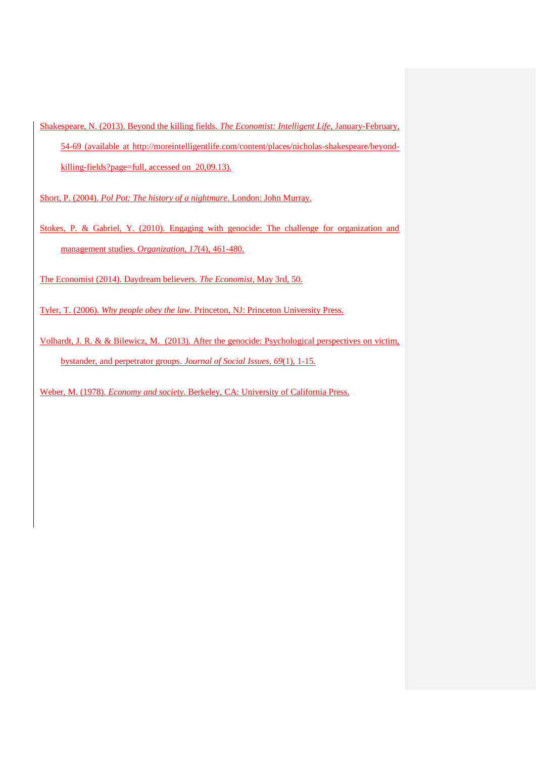Shakespeare, N. (2013). Beyond the killing fields. *The Economist: Intelligent Life*, January-February, 54-69 (available at http://moreintelligentlife.com/content/places/nicholas-shakespeare/beyond-killing-fields?page=full, accessed on 20,09.13).

Short, P. (2004). *Pol Pot: The history of a nightmare*. London: John Murray.

Stokes, P. & Gabriel, Y. (2010). Engaging with genocide: The challenge for organization and management studies. *Organization, 17*(4), 461-480.

The Economist (2014). Daydream believers. *The Economist*, May 3rd, 50.

Tyler, T. (2006). *Why people obey the law*. Princeton, NJ: Princeton University Press.

Volhardt, J. R. & & Bilewicz, M. (2013). After the genocide: Psychological perspectives on victim, bystander, and perpetrator groups. *Journal of Social Issues, 69*(1), 1-15.

Weber, M. (1978). *Economy and society*. Berkeley, CA: University of California Press.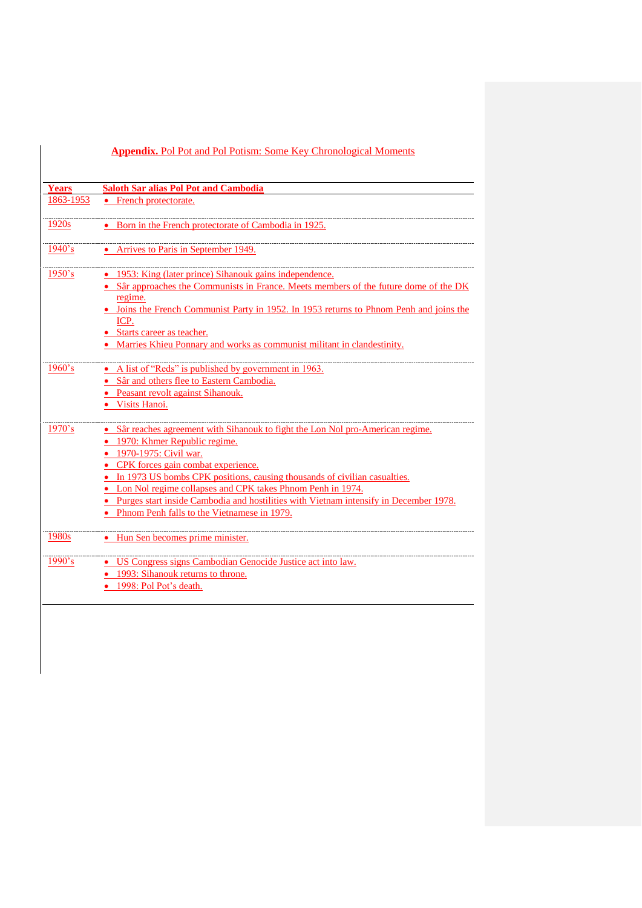**Appendix.** Pol Pot and Pol Potism: Some Key Chronological Moments

| **Years** | **Saloth Sar alias Pol Pot and Cambodia** |
|---|---|
| 1863-1953 | • French protectorate. |
| 1920s | • Born in the French protectorate of Cambodia in 1925. |
| 1940's | • Arrives to Paris in September 1949. |
| 1950's | • 1953: King (later prince) Sihanouk gains independence.<br>• Sâr approaches the Communists in France. Meets members of the future dome of the DK regime.<br>• Joins the French Communist Party in 1952. In 1953 returns to Phnom Penh and joins the ICP.<br>• Starts career as teacher.<br>• Marries Khieu Ponnary and works as communist militant in clandestinity. |
| 1960's | • A list of "Reds" is published by government in 1963.<br>• Sâr and others flee to Eastern Cambodia.<br>• Peasant revolt against Sihanouk.<br>• Visits Hanoi. |
| 1970's | • Sâr reaches agreement with Sihanouk to fight the Lon Nol pro-American regime.<br>• 1970: Khmer Republic regime.<br>• 1970-1975: Civil war.<br>• CPK forces gain combat experience.<br>• In 1973 US bombs CPK positions, causing thousands of civilian casualties.<br>• Lon Nol regime collapses and CPK takes Phnom Penh in 1974.<br>• Purges start inside Cambodia and hostilities with Vietnam intensify in December 1978.<br>• Phnom Penh falls to the Vietnamese in 1979. |
| 1980s | • Hun Sen becomes prime minister. |
| 1990's | • US Congress signs Cambodian Genocide Justice act into law.<br>• 1993: Sihanouk returns to throne.<br>• 1998: Pol Pot's death. |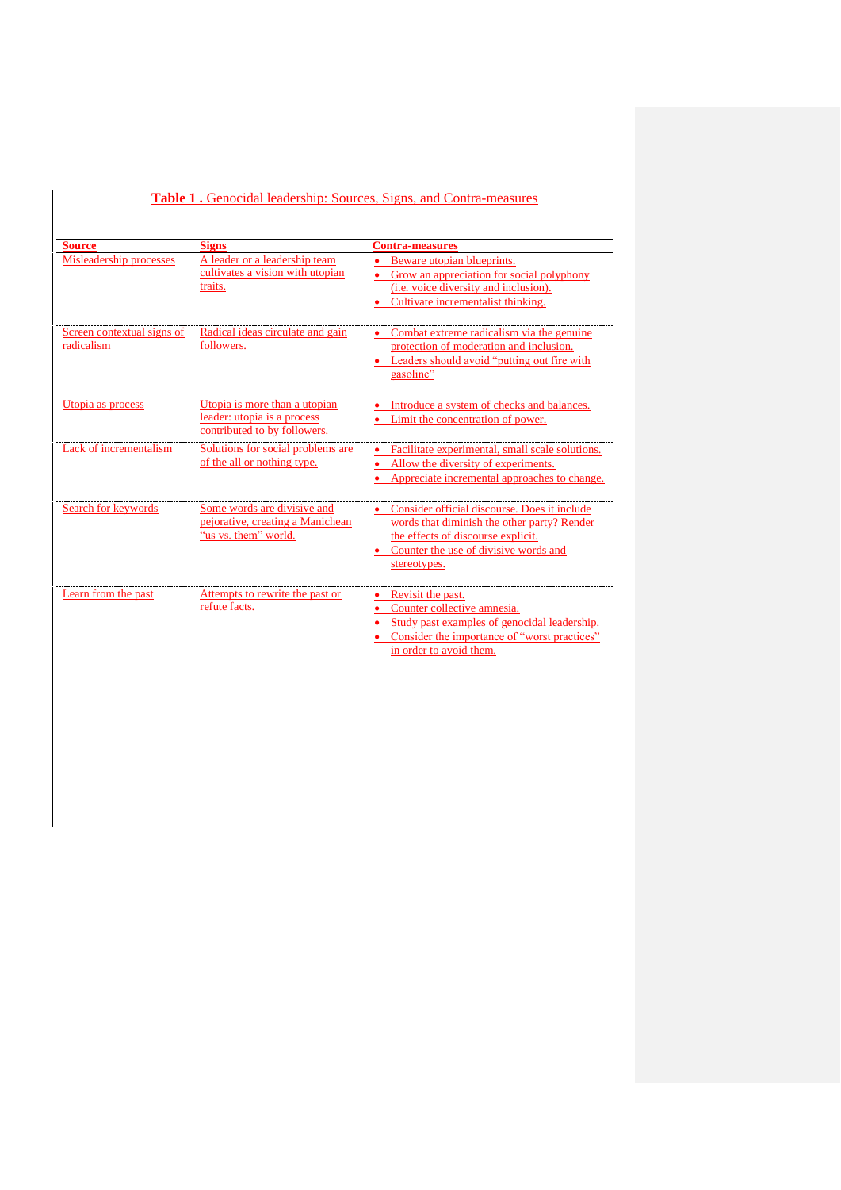**Table 1 .** Genocidal leadership: Sources, Signs, and Contra-measures

| Source | Signs | Contra-measures |
|---|---|---|
| Misleadership processes | A leader or a leadership team cultivates a vision with utopian traits. | • Beware utopian blueprints.<br>• Grow an appreciation for social polyphony (i.e. voice diversity and inclusion).<br>• Cultivate incrementalist thinking. |
| Screen contextual signs of radicalism | Radical ideas circulate and gain followers. | • Combat extreme radicalism via the genuine protection of moderation and inclusion.<br>• Leaders should avoid "putting out fire with gasoline" |
| Utopia as process | Utopia is more than a utopian leader: utopia is a process contributed to by followers. | • Introduce a system of checks and balances.<br>• Limit the concentration of power. |
| Lack of incrementalism | Solutions for social problems are of the all or nothing type. | • Facilitate experimental, small scale solutions.<br>• Allow the diversity of experiments.<br>• Appreciate incremental approaches to change. |
| Search for keywords | Some words are divisive and pejorative, creating a Manichean "us vs. them" world. | • Consider official discourse. Does it include words that diminish the other party? Render the effects of discourse explicit.<br>• Counter the use of divisive words and stereotypes. |
| Learn from the past | Attempts to rewrite the past or refute facts. | • Revisit the past.<br>• Counter collective amnesia.<br>• Study past examples of genocidal leadership.<br>• Consider the importance of "worst practices" in order to avoid them. |